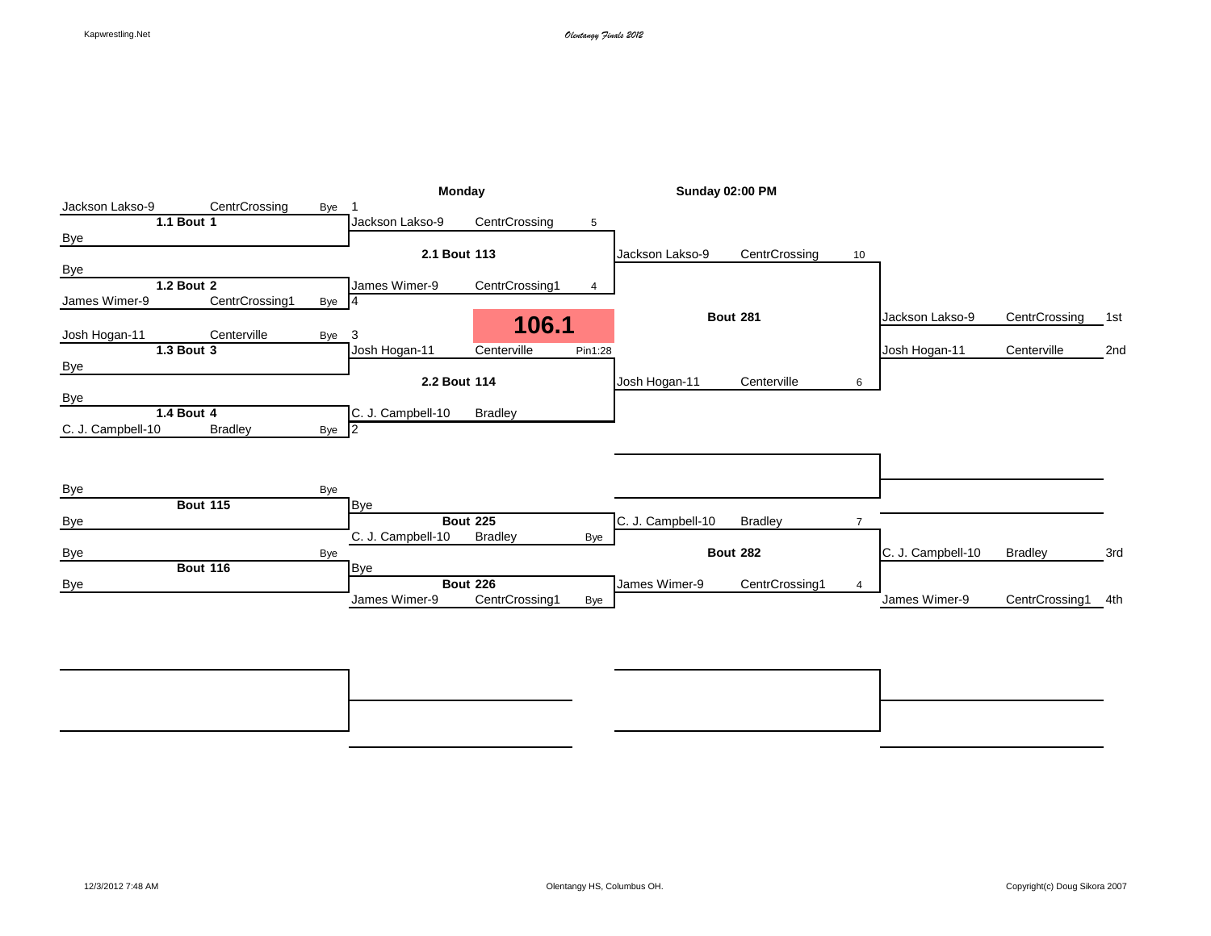*Olentangy Finals 2012*

## 106.1

### Championship Bracket

**Monday**

| Bout | Wrestler | Team | Result |
|---|---|---|---|
| 1.1 Bout 1 | Jackson Lakso-9 | CentrCrossing | Bye |
| | Bye | | |
| 1.2 Bout 2 | Bye | | |
| | James Wimer-9 | CentrCrossing1 | Bye |
| 1.3 Bout 3 | Josh Hogan-11 | Centerville | Bye |
| | Bye | | |
| 1.4 Bout 4 | Bye | | |
| | C. J. Campbell-10 | Bradley | Bye |

| Bout | Wrestler | Team | Result |
|---|---|---|---|
| 2.1 Bout 113 | Jackson Lakso-9 | CentrCrossing | 5 |
| | James Wimer-9 | CentrCrossing1 | 4 |
| 2.2 Bout 114 | Josh Hogan-11 | Centerville | Pin1:28 |
| | C. J. Campbell-10 | Bradley | |

**Sunday 02:00 PM**

| Bout | Wrestler | Team | Result |
|---|---|---|---|
| Bout 281 | Jackson Lakso-9 | CentrCrossing | 10 |
| | Josh Hogan-11 | Centerville | 6 |

### Consolation Bracket

| Bout | Wrestler | Team | Result |
|---|---|---|---|
| Bout 115 | Bye | | Bye |
| | Bye | | |
| Bout 116 | Bye | | Bye |
| | Bye | | |

| Bout | Wrestler | Team | Result |
|---|---|---|---|
| Bout 225 | Bye | | |
| | C. J. Campbell-10 | Bradley | Bye |
| Bout 226 | Bye | | |
| | James Wimer-9 | CentrCrossing1 | Bye |

| Bout | Wrestler | Team | Result |
|---|---|---|---|
| Bout 282 | C. J. Campbell-10 | Bradley | 7 |
| | James Wimer-9 | CentrCrossing1 | 4 |

### Final Placings

| Place | Wrestler | Team |
|---|---|---|
| 1st | Jackson Lakso-9 | CentrCrossing |
| 2nd | Josh Hogan-11 | Centerville |
| 3rd | C. J. Campbell-10 | Bradley |
| 4th | James Wimer-9 | CentrCrossing1 |

12/3/2012 7:48 AM

Olentangy HS, Columbus OH.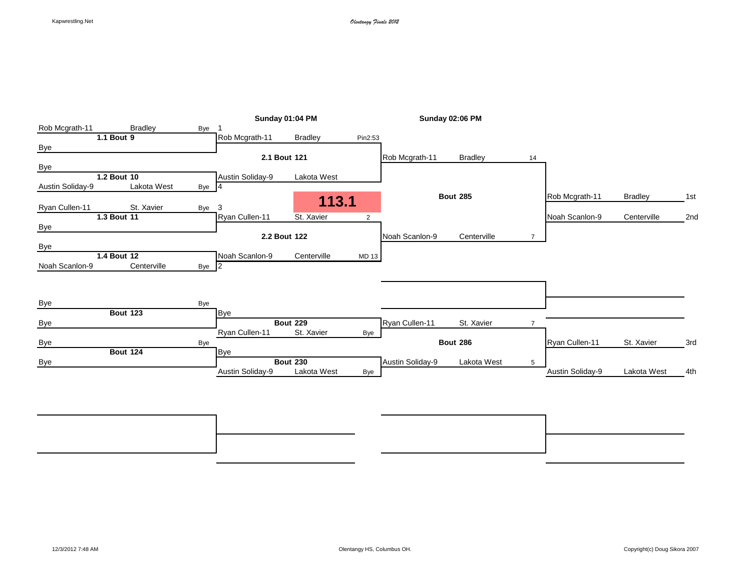## 113.1

**Championship Bracket**

| Round | Bout | Wrestler 1 | Wrestler 2 | Result |
|---|---|---|---|---|
| 1 | 1.1 Bout 9 | Rob Mcgrath-11, Bradley (1) | Bye | Bye |
| 1 | 1.2 Bout 10 | Bye | Austin Soliday-9, Lakota West (4) | Bye |
| 1 | 1.3 Bout 11 | Ryan Cullen-11, St. Xavier (3) | Bye | Bye |
| 1 | 1.4 Bout 12 | Bye | Noah Scanlon-9, Centerville (2) | Bye |
| 2 (Sunday 01:04 PM) | 2.1 Bout 121 | Rob Mcgrath-11, Bradley | Austin Soliday-9, Lakota West | Pin2:53 |
| 2 (Sunday 01:04 PM) | 2.2 Bout 122 | Ryan Cullen-11, St. Xavier | Noah Scanlon-9, Centerville | MD 13 - 2 |
| Final (Sunday 02:06 PM) | Bout 285 | Rob Mcgrath-11, Bradley | Noah Scanlon-9, Centerville | 14 - 7 |

**Consolation Bracket**

| Round | Bout | Wrestler 1 | Wrestler 2 | Result |
|---|---|---|---|---|
| 1 | Bout 123 | Bye | Bye | Bye |
| 1 | Bout 124 | Bye | Bye | Bye |
| 2 | Bout 229 | Bye | Ryan Cullen-11, St. Xavier | Bye |
| 2 | Bout 230 | Bye | Austin Soliday-9, Lakota West | Bye |
| 3rd Place | Bout 286 | Ryan Cullen-11, St. Xavier | Austin Soliday-9, Lakota West | 7 - 5 |

**Final Placings**

| Place | Wrestler | School |
|---|---|---|
| 1st | Rob Mcgrath-11 | Bradley |
| 2nd | Noah Scanlon-9 | Centerville |
| 3rd | Ryan Cullen-11 | St. Xavier |
| 4th | Austin Soliday-9 | Lakota West |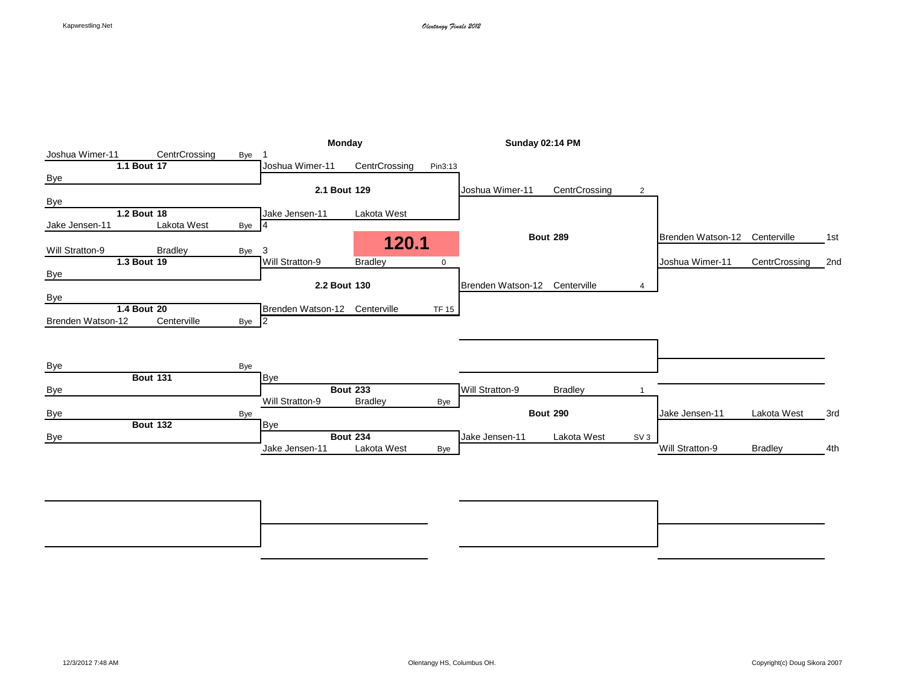Olentangy Finals 2012

# 120.1

## Championship Bracket

**Round 1**

| Bout | Wrestler | Team | Result |
|---|---|---|---|
| 1.1 Bout 17 | Joshua Wimer-11 | CentrCrossing | Bye (1) |
| | Bye | | |
| 1.2 Bout 18 | Bye | | |
| | Jake Jensen-11 | Lakota West | Bye (4) |
| 1.3 Bout 19 | Will Stratton-9 | Bradley | Bye (3) |
| | Bye | | |
| 1.4 Bout 20 | Bye | | |
| | Brenden Watson-12 | Centerville | Bye (2) |

**Semifinals – Monday**

| Bout | Wrestler | Team | Result |
|---|---|---|---|
| 2.1 Bout 129 | Joshua Wimer-11 | CentrCrossing | Pin3:13 |
| | Jake Jensen-11 | Lakota West | |
| 2.2 Bout 130 | Will Stratton-9 | Bradley | 0 |
| | Brenden Watson-12 | Centerville | TF 15 |

**Finals – Sunday 02:14 PM**

| Bout | Wrestler | Team | Score |
|---|---|---|---|
| Bout 289 | Joshua Wimer-11 | CentrCrossing | 2 |
| | Brenden Watson-12 | Centerville | 4 |

## Consolation Bracket

| Bout | Wrestler | Team | Result |
|---|---|---|---|
| Bout 131 | Bye | | Bye |
| | Bye | | |
| Bout 132 | Bye | | Bye |
| | Bye | | |
| Bout 233 | Bye | | |
| | Will Stratton-9 | Bradley | Bye |
| Bout 234 | Bye | | |
| | Jake Jensen-11 | Lakota West | Bye |
| Bout 290 | Will Stratton-9 | Bradley | 1 |
| | Jake Jensen-11 | Lakota West | SV 3 |

## Final Placings

| Place | Wrestler | Team |
|---|---|---|
| 1st | Brenden Watson-12 | Centerville |
| 2nd | Joshua Wimer-11 | CentrCrossing |
| 3rd | Jake Jensen-11 | Lakota West |
| 4th | Will Stratton-9 | Bradley |

12/3/2012 7:48 AM — Olentangy HS, Columbus OH.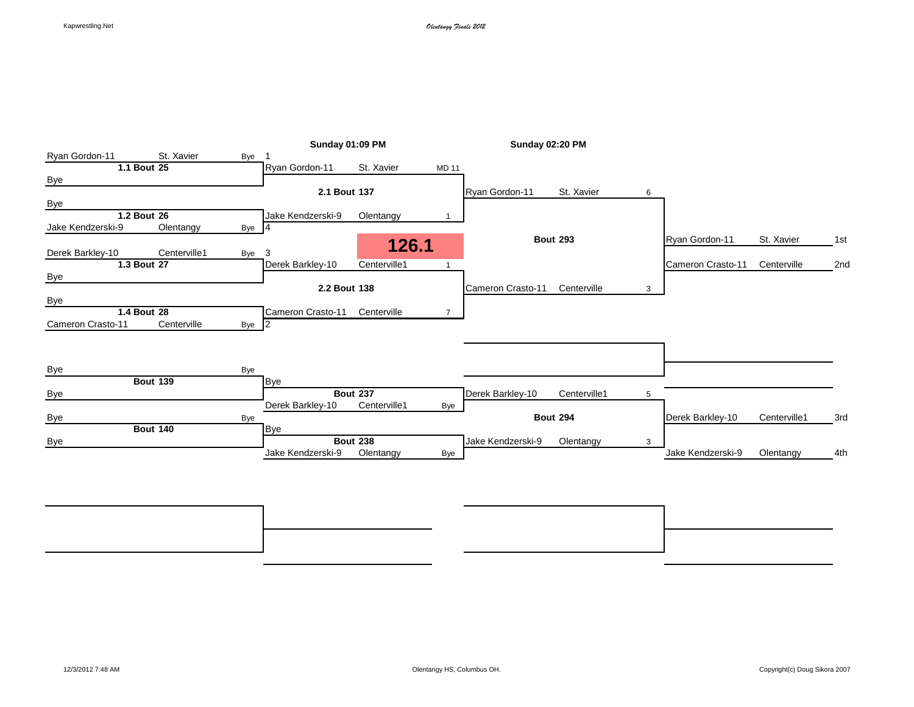Olentangy Finals 2012

## 126.1

### Championship Bracket

**First Round**

| Bout | Wrestler | School | Result | Seed |
| --- | --- | --- | --- | --- |
| 1.1 Bout 25 | Ryan Gordon-11 | St. Xavier | Bye | 1 |
| | Bye | | | |
| 1.2 Bout 26 | Bye | | | |
| | Jake Kendzerski-9 | Olentangy | Bye | 4 |
| 1.3 Bout 27 | Derek Barkley-10 | Centerville1 | Bye | 3 |
| | Bye | | | |
| 1.4 Bout 28 | Bye | | | |
| | Cameron Crasto-11 | Centerville | Bye | 2 |

**Semifinals — Sunday 01:09 PM**

| Bout | Wrestler | School | Score |
| --- | --- | --- | --- |
| 2.1 Bout 137 | Ryan Gordon-11 | St. Xavier | MD 11 |
| | Jake Kendzerski-9 | Olentangy | 1 |
| 2.2 Bout 138 | Derek Barkley-10 | Centerville1 | 1 |
| | Cameron Crasto-11 | Centerville | 7 |

**Finals — Sunday 02:20 PM**

| Bout | Wrestler | School | Score |
| --- | --- | --- | --- |
| Bout 293 | Ryan Gordon-11 | St. Xavier | 6 |
| | Cameron Crasto-11 | Centerville | 3 |

### Consolation Bracket

| Bout | Wrestler | School | Result |
| --- | --- | --- | --- |
| Bout 139 | Bye | | Bye |
| | Bye | | |
| Bout 140 | Bye | | Bye |
| | Bye | | |
| Bout 237 | Bye | | |
| | Derek Barkley-10 | Centerville1 | Bye |
| Bout 238 | Bye | | |
| | Jake Kendzerski-9 | Olentangy | Bye |
| Bout 294 | Derek Barkley-10 | Centerville1 | 5 |
| | Jake Kendzerski-9 | Olentangy | 3 |

### Final Placings

| Wrestler | School | Place |
| --- | --- | --- |
| Ryan Gordon-11 | St. Xavier | 1st |
| Cameron Crasto-11 | Centerville | 2nd |
| Derek Barkley-10 | Centerville1 | 3rd |
| Jake Kendzerski-9 | Olentangy | 4th |

12/3/2012 7:48 AM — Olentangy HS, Columbus OH.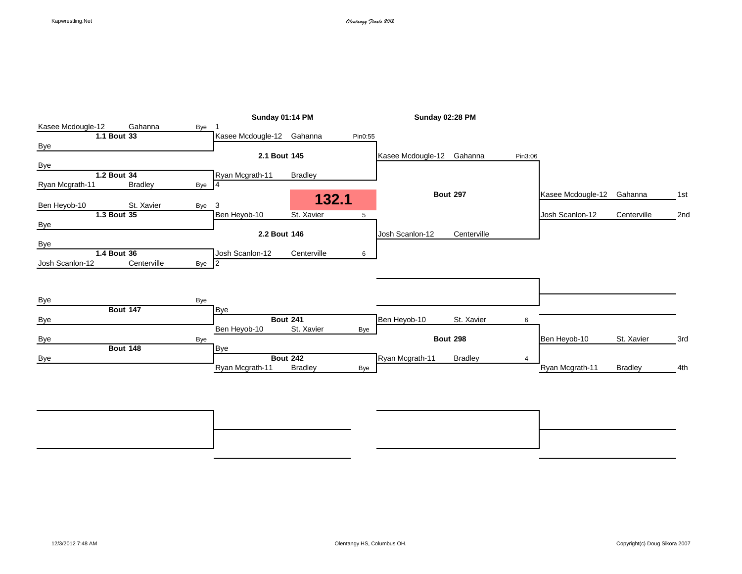*Olentangy Finals 2012*

## 132.1

### Championship Bracket

**Round 1**

| Bout | Wrestler | School | Result |
|---|---|---|---|
| 1.1 Bout 33 | Kasee Mcdougle-12 (1) | Gahanna | Bye |
| | Bye | | |
| 1.2 Bout 34 | Bye | | |
| | Ryan Mcgrath-11 (4) | Bradley | Bye |
| 1.3 Bout 35 | Ben Heyob-10 (3) | St. Xavier | Bye |
| | Bye | | |
| 1.4 Bout 36 | Bye | | |
| | Josh Scanlon-12 (2) | Centerville | Bye |

**Semifinals — Sunday 01:14 PM**

| Bout | Wrestler | School | Result |
|---|---|---|---|
| 2.1 Bout 145 | Kasee Mcdougle-12 | Gahanna | Pin0:55 |
| | Ryan Mcgrath-11 | Bradley | |
| 2.2 Bout 146 | Ben Heyob-10 | St. Xavier | 5 |
| | Josh Scanlon-12 | Centerville | 6 |

**Finals — Sunday 02:28 PM**

| Bout | Wrestler | School | Result |
|---|---|---|---|
| Bout 297 | Kasee Mcdougle-12 | Gahanna | Pin3:06 |
| | Josh Scanlon-12 | Centerville | |

### Consolation Bracket

| Bout | Wrestler | School | Result |
|---|---|---|---|
| Bout 147 | Bye | | Bye |
| | Bye | | |
| Bout 148 | Bye | | Bye |
| | Bye | | |
| Bout 241 | Bye | | |
| | Ben Heyob-10 | St. Xavier | Bye |
| Bout 242 | Bye | | |
| | Ryan Mcgrath-11 | Bradley | Bye |
| Bout 298 | Ben Heyob-10 | St. Xavier | 6 |
| | Ryan Mcgrath-11 | Bradley | 4 |

### Placings

| Place | Wrestler | School |
|---|---|---|
| 1st | Kasee Mcdougle-12 | Gahanna |
| 2nd | Josh Scanlon-12 | Centerville |
| 3rd | Ben Heyob-10 | St. Xavier |
| 4th | Ryan Mcgrath-11 | Bradley |

12/3/2012 7:48 AM — Olentangy HS, Columbus OH.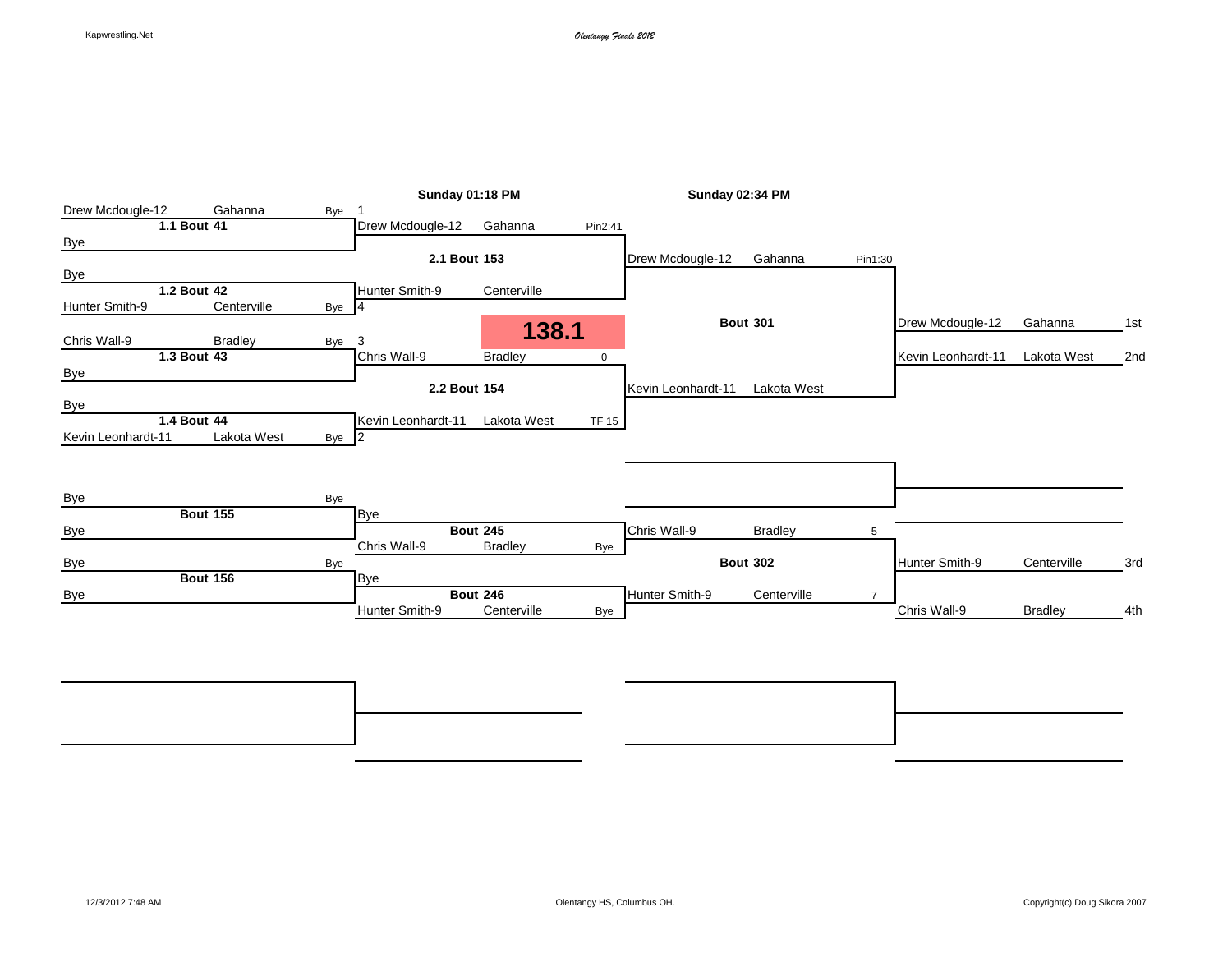# 138.1

*Olentangy Finals 2012*

## Championship Bracket

### Round 1

| Bout | Wrestler | School | Result |
|---|---|---|---|
| 1.1 Bout 41 | Drew Mcdougle-12 | Gahanna | Bye |
| | Bye | | |
| 1.2 Bout 42 | Bye | | |
| | Hunter Smith-9 | Centerville | Bye |
| 1.3 Bout 43 | Chris Wall-9 | Bradley | Bye |
| | Bye | | |
| 1.4 Bout 44 | Bye | | |
| | Kevin Leonhardt-11 | Lakota West | Bye |

### Round 2 (Sunday 01:18 PM)

| Bout | Wrestler | School | Result |
|---|---|---|---|
| 2.1 Bout 153 | Drew Mcdougle-12 (1) | Gahanna | Pin2:41 |
| | Hunter Smith-9 (4) | Centerville | |
| 2.2 Bout 154 | Chris Wall-9 (3) | Bradley | 0 |
| | Kevin Leonhardt-11 (2) | Lakota West | TF 15 |

### Finals (Sunday 02:34 PM)

| Bout | Wrestler | School | Result |
|---|---|---|---|
| Bout 301 | Drew Mcdougle-12 | Gahanna | Pin1:30 |
| | Kevin Leonhardt-11 | Lakota West | |

## Consolation Bracket

| Bout | Wrestler | School | Result |
|---|---|---|---|
| Bout 155 | Bye | | Bye |
| | Bye | | |
| Bout 156 | Bye | | Bye |
| | Bye | | |
| Bout 245 | Bye | | |
| | Chris Wall-9 | Bradley | Bye |
| Bout 246 | Bye | | |
| | Hunter Smith-9 | Centerville | Bye |
| Bout 302 | Chris Wall-9 | Bradley | 5 |
| | Hunter Smith-9 | Centerville | 7 |

## Final Placements

| Place | Wrestler | School |
|---|---|---|
| 1st | Drew Mcdougle-12 | Gahanna |
| 2nd | Kevin Leonhardt-11 | Lakota West |
| 3rd | Hunter Smith-9 | Centerville |
| 4th | Chris Wall-9 | Bradley |

12/3/2012 7:48 AM — Olentangy HS, Columbus OH. — Copyright(c) Doug Sikora 2007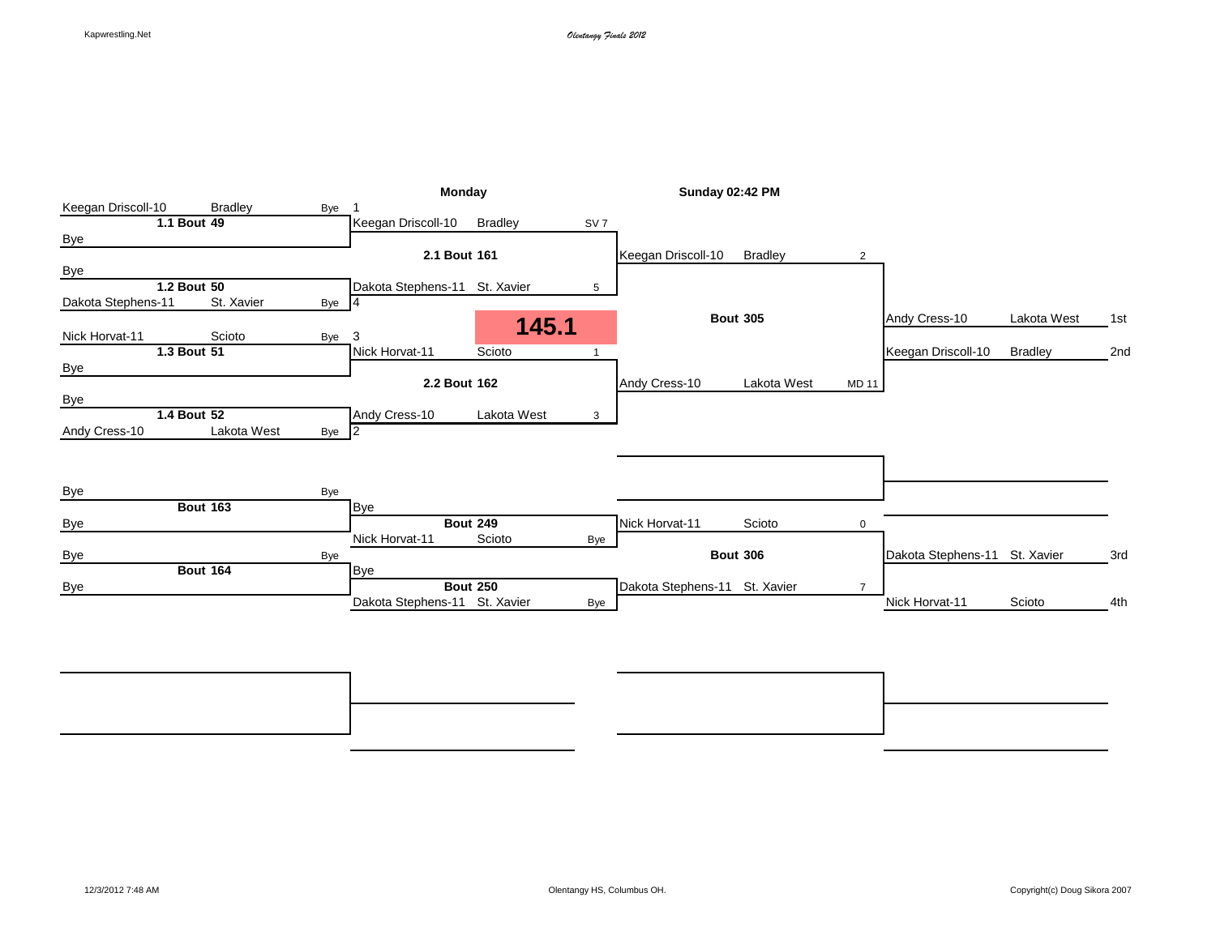Kapwrestling.Net

*Olentangy Finals 2012*

# 145.1

## Championship Bracket

| Round 1 | Monday | Sunday 02:42 PM | Final |
|---|---|---|---|
| Keegan Driscoll-10 Bradley Bye 1 | | | |
| **1.1 Bout 49** | Keegan Driscoll-10 Bradley SV 7 | | |
| Bye | | | |
| | **2.1 Bout 161** | Keegan Driscoll-10 Bradley 2 | |
| Bye | | | |
| **1.2 Bout 50** | Dakota Stephens-11 St. Xavier 5 | | |
| Dakota Stephens-11 St. Xavier Bye 4 | | | |
| | | **Bout 305** | Andy Cress-10 Lakota West 1st |
| Nick Horvat-11 Scioto Bye 3 | | | |
| **1.3 Bout 51** | Nick Horvat-11 Scioto 1 | | Keegan Driscoll-10 Bradley 2nd |
| Bye | | | |
| | **2.2 Bout 162** | Andy Cress-10 Lakota West MD 11 | |
| Bye | | | |
| **1.4 Bout 52** | Andy Cress-10 Lakota West 3 | | |
| Andy Cress-10 Lakota West Bye 2 | | | |

## Consolation Bracket

| Round 1 | Round 2 | Round 3 | Final |
|---|---|---|---|
| Bye Bye | | | |
| **Bout 163** | Bye | | |
| Bye | **Bout 249** | Nick Horvat-11 Scioto 0 | |
| | Nick Horvat-11 Scioto Bye | | |
| Bye Bye | | **Bout 306** | Dakota Stephens-11 St. Xavier 3rd |
| **Bout 164** | Bye | | |
| Bye | **Bout 250** | Dakota Stephens-11 St. Xavier 7 | |
| | Dakota Stephens-11 St. Xavier Bye | | Nick Horvat-11 Scioto 4th |

12/3/2012 7:48 AM

Olentangy HS, Columbus OH.

Copyright(c) Doug Sikora 2007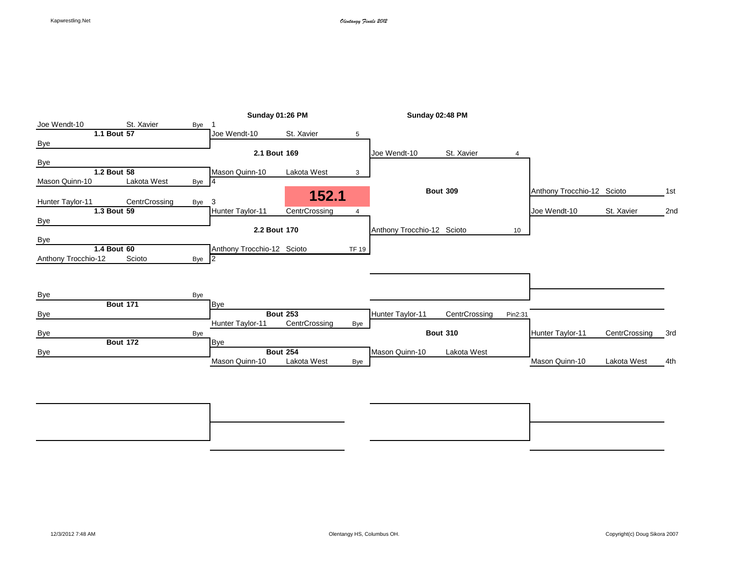*Olentangy Finals 2012*

# 152.1

**Sunday 01:26 PM** | **Sunday 02:48 PM**

## Championship Bracket

| Round 1 | | | Semifinals | | | Finals | | | Placement | | |
|---|---|---|---|---|---|---|---|---|---|---|---|
| Joe Wendt-10 | St. Xavier | Bye | 1 | | | | | | | | |
| **1.1 Bout 57** | | | Joe Wendt-10 | St. Xavier | 5 | | | | | | |
| Bye | | | **2.1 Bout 169** | | | Joe Wendt-10 | St. Xavier | 4 | | | |
| Bye | | | | | | | | | | | |
| **1.2 Bout 58** | | | Mason Quinn-10 | Lakota West | 3 | | | | | | |
| Mason Quinn-10 | Lakota West | Bye | 4 | | | **Bout 309** | | | Anthony Trocchio-12 | Scioto | 1st |
| Hunter Taylor-11 | CentrCrossing | Bye | 3 | | | | | | Joe Wendt-10 | St. Xavier | 2nd |
| **1.3 Bout 59** | | | Hunter Taylor-11 | CentrCrossing | 4 | | | | | | |
| Bye | | | **2.2 Bout 170** | | | Anthony Trocchio-12 | Scioto | 10 | | | |
| Bye | | | | | | | | | | | |
| **1.4 Bout 60** | | | Anthony Trocchio-12 | Scioto | TF 19 | | | | | | |
| Anthony Trocchio-12 | Scioto | Bye | 2 | | | | | | | | |

## Consolation Bracket

| Round 1 | | | Round 2 | | | 3rd/4th | | | Placement | | |
|---|---|---|---|---|---|---|---|---|---|---|---|
| Bye | | Bye | | | | | | | | | |
| **Bout 171** | | | Bye | | | | | | | | |
| Bye | | | **Bout 253** | | | Hunter Taylor-11 | CentrCrossing | Pin2:31 | | | |
| | | | Hunter Taylor-11 | CentrCrossing | Bye | | | | | | |
| Bye | | Bye | | | | **Bout 310** | | | Hunter Taylor-11 | CentrCrossing | 3rd |
| **Bout 172** | | | Bye | | | | | | | | |
| Bye | | | **Bout 254** | | | Mason Quinn-10 | Lakota West | | | | |
| | | | Mason Quinn-10 | Lakota West | Bye | | | | Mason Quinn-10 | Lakota West | 4th |

12/3/2012 7:48 AM

Olentangy HS, Columbus OH.

Copyright(c) Doug Sikora 2007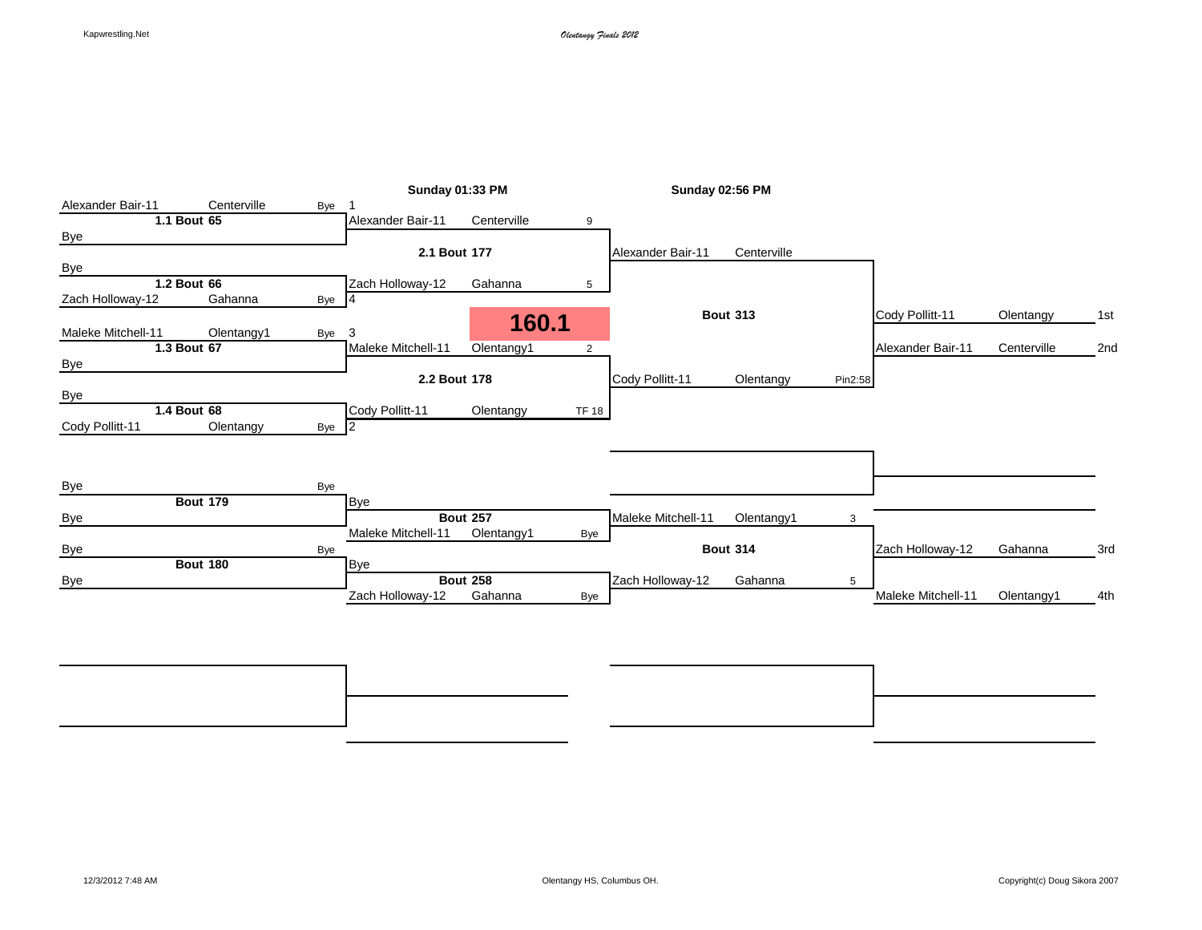*Olentangy Finals 2012*

## 160.1

**Championship Bracket**

| Round | Bout | Wrestler | Team | Result |
|---|---|---|---|---|
| 1 | 1.1 Bout 65 | Alexander Bair-11 | Centerville | Bye (1) |
| 1 | 1.1 Bout 65 | Bye | | |
| 1 | 1.2 Bout 66 | Bye | | |
| 1 | 1.2 Bout 66 | Zach Holloway-12 | Gahanna | Bye (4) |
| 1 | 1.3 Bout 67 | Maleke Mitchell-11 | Olentangy1 | Bye (3) |
| 1 | 1.3 Bout 67 | Bye | | |
| 1 | 1.4 Bout 68 | Bye | | |
| 1 | 1.4 Bout 68 | Cody Pollitt-11 | Olentangy | Bye (2) |

**Sunday 01:33 PM**

| Bout | Wrestler | Team | Score |
|---|---|---|---|
| 2.1 Bout 177 | Alexander Bair-11 | Centerville | 9 |
| 2.1 Bout 177 | Zach Holloway-12 | Gahanna | 5 |
| 2.2 Bout 178 | Maleke Mitchell-11 | Olentangy1 | 2 |
| 2.2 Bout 178 | Cody Pollitt-11 | Olentangy | TF 18 |

**Sunday 02:56 PM**

| Bout | Wrestler | Team | Result |
|---|---|---|---|
| Bout 313 | Alexander Bair-11 | Centerville | |
| Bout 313 | Cody Pollitt-11 | Olentangy | Pin2:58 |

**Consolation Bracket**

| Bout | Wrestler | Team | Result |
|---|---|---|---|
| Bout 179 | Bye | | Bye |
| Bout 179 | Bye | | |
| Bout 180 | Bye | | Bye |
| Bout 180 | Bye | | |
| Bout 257 | Bye | | |
| Bout 257 | Maleke Mitchell-11 | Olentangy1 | Bye |
| Bout 258 | Bye | | |
| Bout 258 | Zach Holloway-12 | Gahanna | Bye |
| Bout 314 | Maleke Mitchell-11 | Olentangy1 | 3 |
| Bout 314 | Zach Holloway-12 | Gahanna | 5 |

**Final Placements**

| Place | Wrestler | Team |
|---|---|---|
| 1st | Cody Pollitt-11 | Olentangy |
| 2nd | Alexander Bair-11 | Centerville |
| 3rd | Zach Holloway-12 | Gahanna |
| 4th | Maleke Mitchell-11 | Olentangy1 |

12/3/2012 7:48 AM

Olentangy HS, Columbus OH.

Copyright(c) Doug Sikora 2007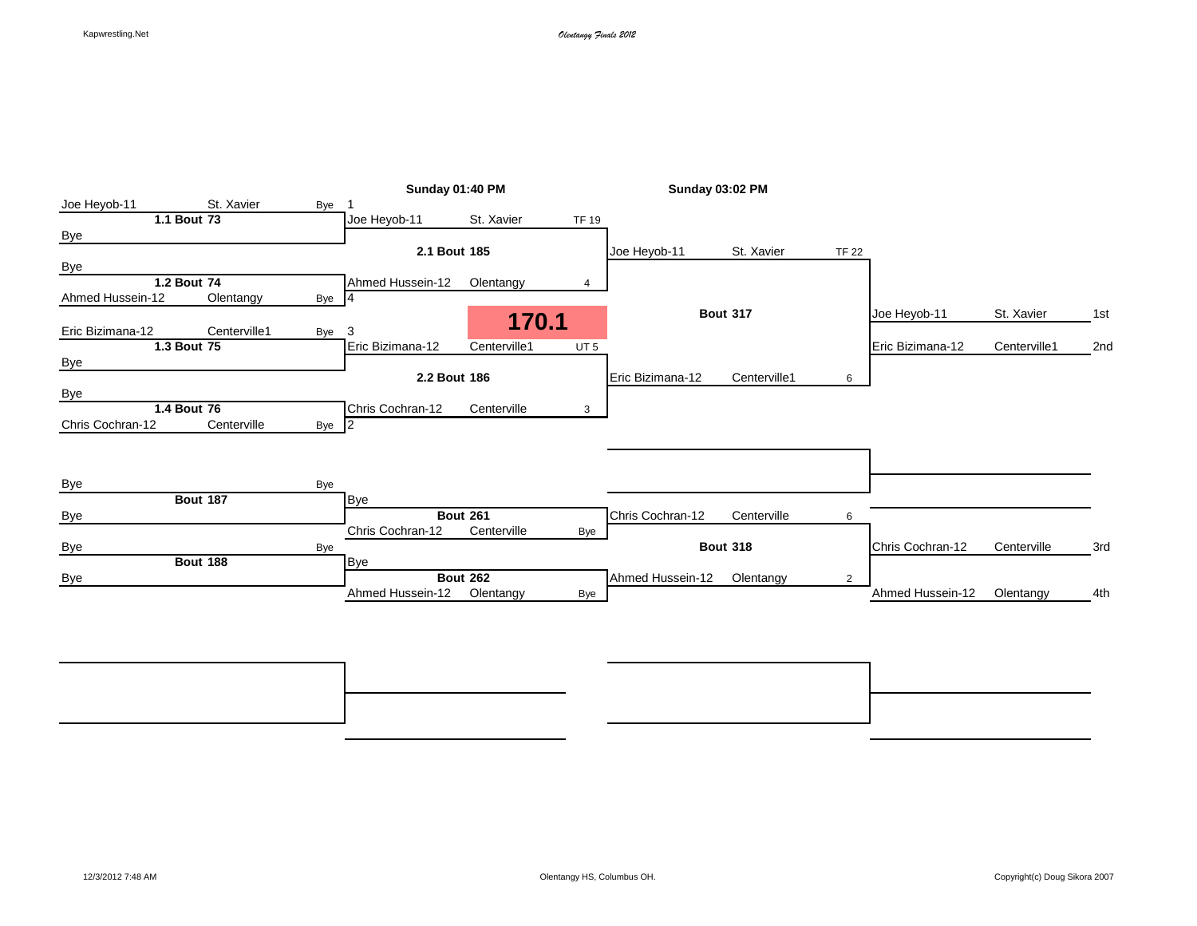Olentangy Finals 2012

## 170.1

### Championship Bracket

**Round 1**

| Bout | Wrestler | Team | Result |
| --- | --- | --- | --- |
| 1.1 Bout 73 | Joe Heyob-11 | St. Xavier | Bye |
| | Bye | | |
| 1.2 Bout 74 | Bye | | |
| | Ahmed Hussein-12 | Olentangy | Bye |
| 1.3 Bout 75 | Eric Bizimana-12 | Centerville1 | Bye |
| | Bye | | |
| 1.4 Bout 76 | Bye | | |
| | Chris Cochran-12 | Centerville | Bye |

**Sunday 01:40 PM**

| Bout | Seed | Wrestler | Team | Result |
| --- | --- | --- | --- | --- |
| 2.1 Bout 185 | 1 | Joe Heyob-11 | St. Xavier | TF 19 |
| | 4 | Ahmed Hussein-12 | Olentangy | 4 |
| 2.2 Bout 186 | 3 | Eric Bizimana-12 | Centerville1 | UT 5 |
| | 2 | Chris Cochran-12 | Centerville | 3 |

**Sunday 03:02 PM**

| Bout | Wrestler | Team | Result |
| --- | --- | --- | --- |
| Bout 317 | Joe Heyob-11 | St. Xavier | TF 22 |
| | Eric Bizimana-12 | Centerville1 | 6 |

### Consolation Bracket

| Bout | Wrestler | Team | Result |
| --- | --- | --- | --- |
| Bout 187 | Bye | | Bye |
| | Bye | | |
| Bout 188 | Bye | | Bye |
| | Bye | | |
| Bout 261 | Bye | | |
| | Chris Cochran-12 | Centerville | Bye |
| Bout 262 | Bye | | |
| | Ahmed Hussein-12 | Olentangy | Bye |
| Bout 318 | Chris Cochran-12 | Centerville | 6 |
| | Ahmed Hussein-12 | Olentangy | 2 |

### Final Placings

| Wrestler | Team | Place |
| --- | --- | --- |
| Joe Heyob-11 | St. Xavier | 1st |
| Eric Bizimana-12 | Centerville1 | 2nd |
| Chris Cochran-12 | Centerville | 3rd |
| Ahmed Hussein-12 | Olentangy | 4th |

12/3/2012 7:48 AM

Olentangy HS, Columbus OH.

Copyright(c) Doug Sikora 2007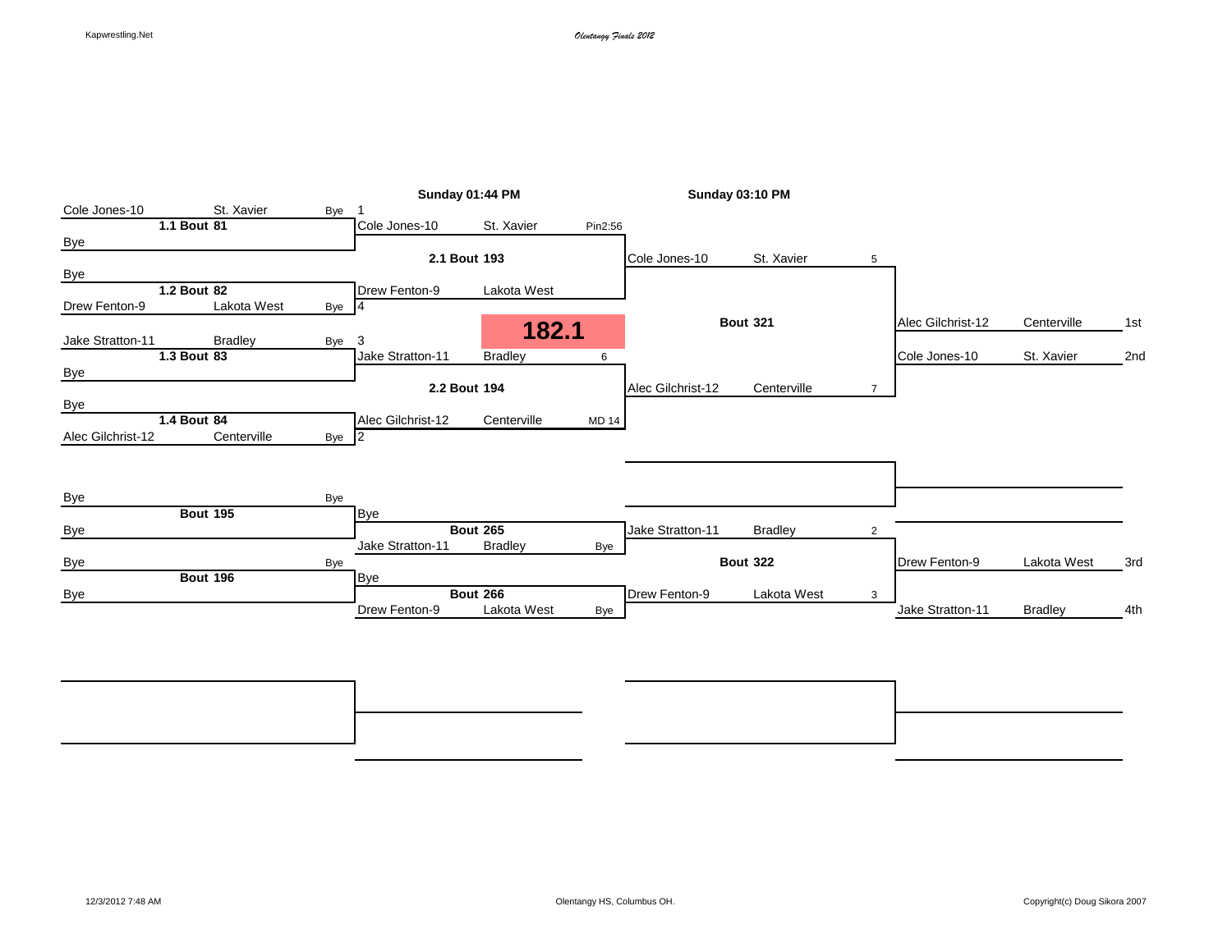*Olentangy Finals 2012*

# 182.1

## Championship Bracket

**Round 1**

| Bout | Wrestler | School | Result | Seed |
|---|---|---|---|---|
| 1.1 Bout 81 | Cole Jones-10 | St. Xavier | Bye | 1 |
| | Bye | | | |
| 1.2 Bout 82 | Bye | | | |
| | Drew Fenton-9 | Lakota West | Bye | 4 |
| 1.3 Bout 83 | Jake Stratton-11 | Bradley | Bye | 3 |
| | Bye | | | |
| 1.4 Bout 84 | Bye | | | |
| | Alec Gilchrist-12 | Centerville | Bye | 2 |

**Round 2 — Sunday 01:44 PM**

| Bout | Wrestler | School | Result |
|---|---|---|---|
| 2.1 Bout 193 | Cole Jones-10 | St. Xavier | Pin2:56 |
| | Drew Fenton-9 | Lakota West | |
| 2.2 Bout 194 | Jake Stratton-11 | Bradley | 6 |
| | Alec Gilchrist-12 | Centerville | MD 14 |

**Final — Sunday 03:10 PM — Bout 321**

| Wrestler | School | Score |
|---|---|---|
| Cole Jones-10 | St. Xavier | 5 |
| Alec Gilchrist-12 | Centerville | 7 |

## Consolation Bracket

| Bout | Wrestler | School | Result |
|---|---|---|---|
| Bout 195 | Bye | | Bye |
| | Bye | | |
| Bout 196 | Bye | | Bye |
| | Bye | | |
| Bout 265 | Bye | | |
| | Jake Stratton-11 | Bradley | Bye |
| Bout 266 | Bye | | |
| | Drew Fenton-9 | Lakota West | Bye |

**Bout 322**

| Wrestler | School | Score |
|---|---|---|
| Jake Stratton-11 | Bradley | 2 |
| Drew Fenton-9 | Lakota West | 3 |

## Placement

| Place | Wrestler | School |
|---|---|---|
| 1st | Alec Gilchrist-12 | Centerville |
| 2nd | Cole Jones-10 | St. Xavier |
| 3rd | Drew Fenton-9 | Lakota West |
| 4th | Jake Stratton-11 | Bradley |

12/3/2012 7:48 AM — Olentangy HS, Columbus OH.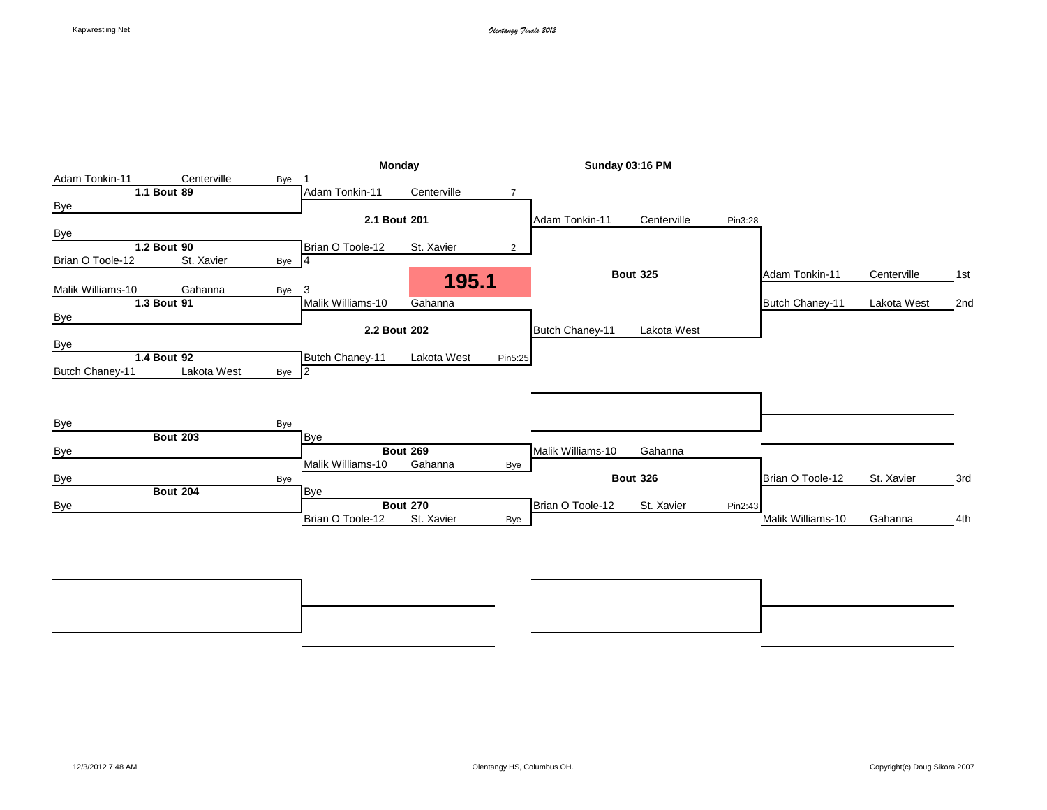Olentangy Finals 2012

**195.1**

## Championship Bracket

| Round 1 | Quarterfinals (Monday) | Semifinals (Sunday 03:16 PM) | Finals |
|---|---|---|---|
| Adam Tonkin-11 Centerville (Bye) 1 | | | |
| **1.1 Bout 89** | Adam Tonkin-11 Centerville 7 | | |
| Bye | | | |
| | **2.1 Bout 201** | Adam Tonkin-11 Centerville Pin3:28 | |
| Bye | | | |
| **1.2 Bout 90** | Brian O Toole-12 St. Xavier 2 | | |
| Brian O Toole-12 St. Xavier (Bye) 4 | | | |
| | | **Bout 325** | Adam Tonkin-11 Centerville 1st |
| Malik Williams-10 Gahanna (Bye) 3 | | | |
| **1.3 Bout 91** | Malik Williams-10 Gahanna | | Butch Chaney-11 Lakota West 2nd |
| Bye | | | |
| | **2.2 Bout 202** | Butch Chaney-11 Lakota West | |
| Bye | | | |
| **1.4 Bout 92** | Butch Chaney-11 Lakota West Pin5:25 | | |
| Butch Chaney-11 Lakota West (Bye) 2 | | | |

## Consolation Bracket

| Round 1 | Round 2 | Semifinals | Placement |
|---|---|---|---|
| Bye (Bye) | | | |
| **Bout 203** | Bye | | |
| Bye | **Bout 269** | Malik Williams-10 Gahanna | |
| | Malik Williams-10 Gahanna (Bye) | | |
| Bye (Bye) | | **Bout 326** | Brian O Toole-12 St. Xavier 3rd |
| **Bout 204** | Bye | | |
| Bye | **Bout 270** | Brian O Toole-12 St. Xavier Pin2:43 | Malik Williams-10 Gahanna 4th |
| | Brian O Toole-12 St. Xavier (Bye) | | |

12/3/2012 7:48 AM

Olentangy HS, Columbus OH.

Copyright(c) Doug Sikora 2007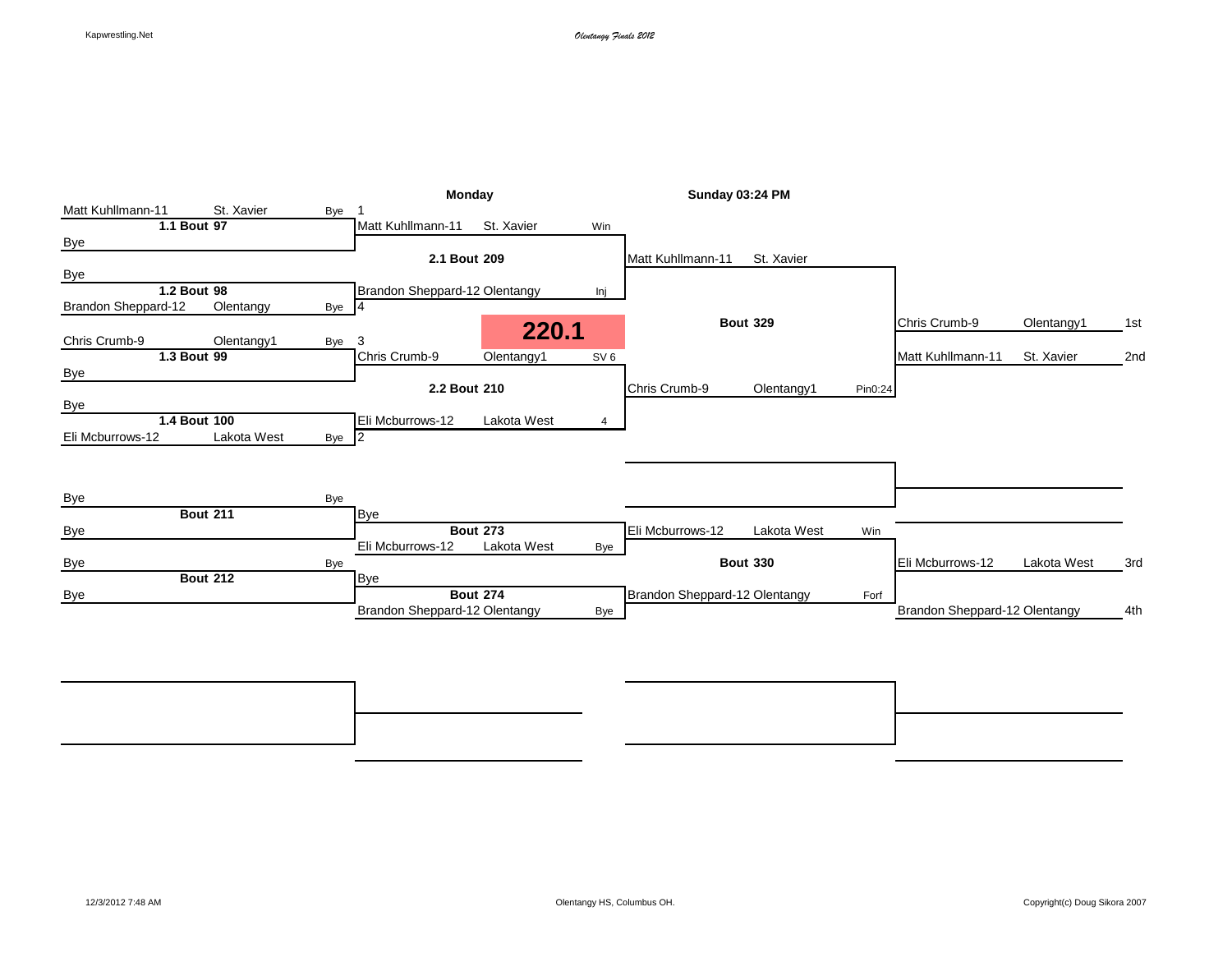*Olentangy Finals 2012*

## 220.1

### Championship Bracket

**Round 1**

| Bout | Wrestler | Team | Result | Seed |
|---|---|---|---|---|
| 1.1 Bout 97 | Matt Kuhllmann-11 | St. Xavier | Bye | 1 |
| | Bye | | | |
| 1.2 Bout 98 | Bye | | | |
| | Brandon Sheppard-12 | Olentangy | Bye | 4 |
| 1.3 Bout 99 | Chris Crumb-9 | Olentangy1 | Bye | 3 |
| | Bye | | | |
| 1.4 Bout 100 | Bye | | | |
| | Eli Mcburrows-12 | Lakota West | Bye | 2 |

**Monday**

| Bout | Wrestler | Team | Result |
|---|---|---|---|
| 2.1 Bout 209 | Matt Kuhllmann-11 | St. Xavier | Win |
| | Brandon Sheppard-12 | Olentangy | Inj |
| 2.2 Bout 210 | Chris Crumb-9 | Olentangy1 | SV 6 |
| | Eli Mcburrows-12 | Lakota West | 4 |

**Sunday 03:24 PM**

| Bout | Wrestler | Team | Result |
|---|---|---|---|
| Bout 329 | Matt Kuhllmann-11 | St. Xavier | |
| | Chris Crumb-9 | Olentangy1 | Pin0:24 |

### Consolation Bracket

| Bout | Wrestler | Team | Result |
|---|---|---|---|
| Bout 211 | Bye | | Bye |
| | Bye | | |
| Bout 212 | Bye | | Bye |
| | Bye | | |
| Bout 273 | Bye | | |
| | Eli Mcburrows-12 | Lakota West | Bye |
| Bout 274 | Bye | | |
| | Brandon Sheppard-12 | Olentangy | Bye |
| Bout 330 | Eli Mcburrows-12 | Lakota West | Win |
| | Brandon Sheppard-12 | Olentangy | Forf |

### Final Placements

| Place | Wrestler | Team |
|---|---|---|
| 1st | Chris Crumb-9 | Olentangy1 |
| 2nd | Matt Kuhllmann-11 | St. Xavier |
| 3rd | Eli Mcburrows-12 | Lakota West |
| 4th | Brandon Sheppard-12 | Olentangy |

12/3/2012 7:48 AM

Olentangy HS, Columbus OH.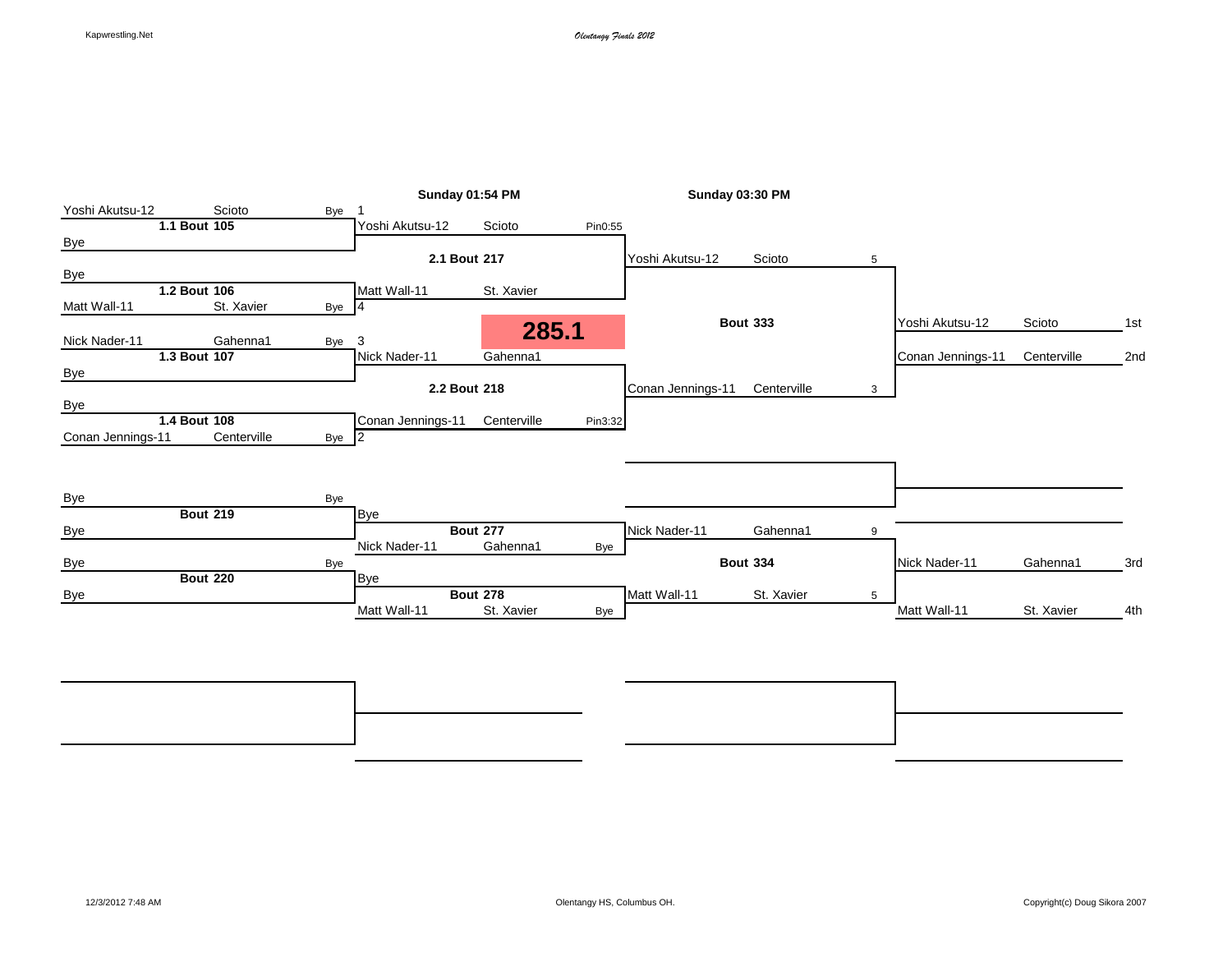*Olentangy Finals 2012*

**285.1**

## Championship Bracket

**Round 1**

| Bout | Wrestler | School | Result | Seed |
|---|---|---|---|---|
| 1.1 Bout 105 | Yoshi Akutsu-12 | Scioto | Bye | 1 |
| | Bye | | | |
| 1.2 Bout 106 | Bye | | | |
| | Matt Wall-11 | St. Xavier | Bye | 4 |
| 1.3 Bout 107 | Nick Nader-11 | Gahenna1 | Bye | 3 |
| | Bye | | | |
| 1.4 Bout 108 | Bye | | | |
| | Conan Jennings-11 | Centerville | Bye | 2 |

**Semifinals – Sunday 01:54 PM**

| Bout | Wrestler | School | Result |
|---|---|---|---|
| 2.1 Bout 217 | Yoshi Akutsu-12 | Scioto | Pin0:55 |
| | Matt Wall-11 | St. Xavier | |
| 2.2 Bout 218 | Nick Nader-11 | Gahenna1 | |
| | Conan Jennings-11 | Centerville | Pin3:32 |

**Finals – Sunday 03:30 PM**

| Bout | Wrestler | School | Score |
|---|---|---|---|
| Bout 333 | Yoshi Akutsu-12 | Scioto | 5 |
| | Conan Jennings-11 | Centerville | 3 |

## Consolation Bracket

| Bout | Wrestler | School | Result |
|---|---|---|---|
| Bout 219 | Bye | | Bye |
| | Bye | | |
| Bout 220 | Bye | | Bye |
| | Bye | | |

| Bout | Wrestler | School | Result |
|---|---|---|---|
| Bout 277 | Bye | | |
| | Nick Nader-11 | Gahenna1 | Bye |
| Bout 278 | Bye | | |
| | Matt Wall-11 | St. Xavier | Bye |

| Bout | Wrestler | School | Score |
|---|---|---|---|
| Bout 334 | Nick Nader-11 | Gahenna1 | 9 |
| | Matt Wall-11 | St. Xavier | 5 |

## Final Placements

| Place | Wrestler | School |
|---|---|---|
| 1st | Yoshi Akutsu-12 | Scioto |
| 2nd | Conan Jennings-11 | Centerville |
| 3rd | Nick Nader-11 | Gahenna1 |
| 4th | Matt Wall-11 | St. Xavier |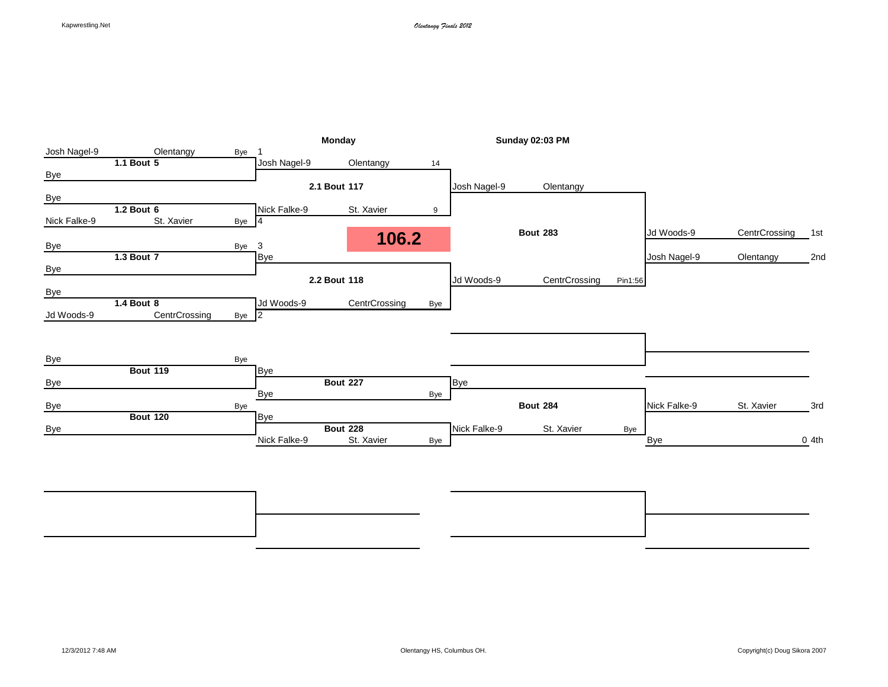*Olentangy Finals 2012*

## 106.2

**Championship Bracket**

| Round 1 | Round 2 (Monday) | Semifinal (Sunday 02:03 PM) | Final | Place |
|---|---|---|---|---|
| **1.1 Bout 5**: Josh Nagel-9 (Olentangy) vs. Bye — Bye | **2.1 Bout 117**: Josh Nagel-9 (Olentangy) [1] vs. Nick Falke-9 (St. Xavier) [4] — 14-9 | **Bout 283**: Josh Nagel-9 (Olentangy) vs. Jd Woods-9 (CentrCrossing) — Pin1:56 | Jd Woods-9, CentrCrossing | 1st |
| **1.2 Bout 6**: Bye vs. Nick Falke-9 (St. Xavier) — Bye | | | Josh Nagel-9, Olentangy | 2nd |
| **1.3 Bout 7**: Bye vs. Bye — Bye | **2.2 Bout 118**: Bye [3] vs. Jd Woods-9 (CentrCrossing) [2] — Bye | | | |
| **1.4 Bout 8**: Bye vs. Jd Woods-9 (CentrCrossing) — Bye | | | | |

**Consolation Bracket**

| Round 1 | Round 2 | Semifinal | Place |
|---|---|---|---|
| **Bout 119**: Bye vs. Bye — Bye | **Bout 227**: Bye vs. Bye — Bye | **Bout 284**: Bye vs. Nick Falke-9 (St. Xavier) — Bye | Nick Falke-9, St. Xavier — 3rd |
| **Bout 120**: Bye vs. Bye — Bye | **Bout 228**: Bye vs. Nick Falke-9 (St. Xavier) — Bye | | Bye — 0 4th |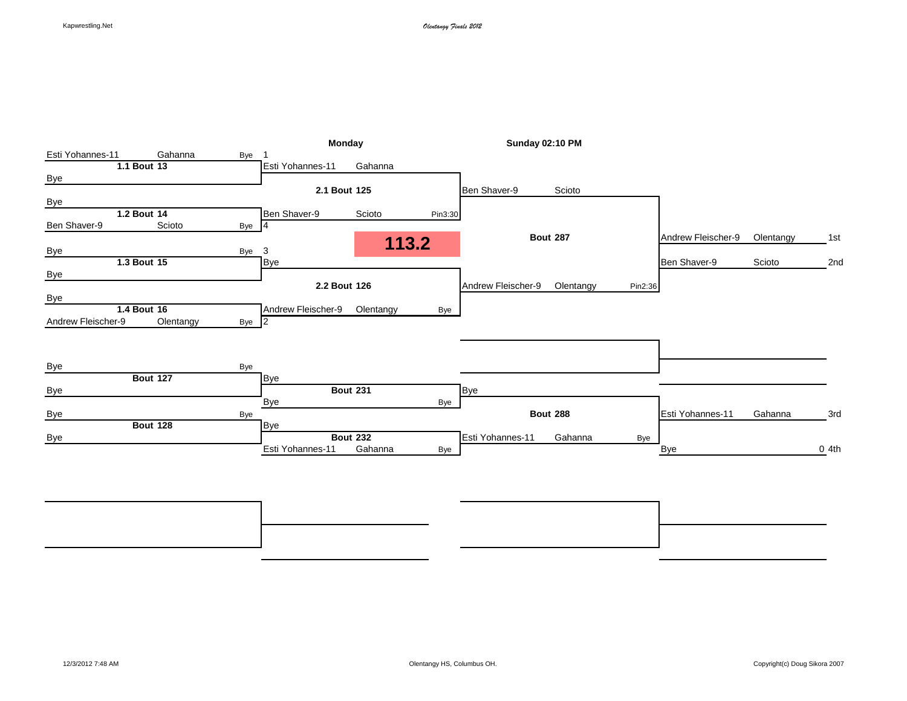*Olentangy Finals 2012*

# 113.2

## Championship Bracket

| Round 1 | | | Round 2 (Monday) | | | Final (Sunday 02:10 PM) | | | Placement | | |
|---|---|---|---|---|---|---|---|---|---|---|---|
| Esti Yohannes-11 | Gahanna | Bye | | | | | | | | | |
| **1.1 Bout 13** | | | Esti Yohannes-11 | Gahanna | | | | | | | |
| Bye | | | **2.1 Bout 125** | | | Ben Shaver-9 | Scioto | | | | |
| Bye | | | Ben Shaver-9 | Scioto | Pin3:30 | | | | | | |
| **1.2 Bout 14** | | | | | | **Bout 287** | | | Andrew Fleischer-9 | Olentangy | 1st |
| Ben Shaver-9 | Scioto | Bye | | | | | | | Ben Shaver-9 | Scioto | 2nd |
| Bye | | Bye | Bye | | | | | | | | |
| **1.3 Bout 15** | | | **2.2 Bout 126** | | | Andrew Fleischer-9 | Olentangy | Pin2:36 | | | |
| Bye | | | | | | | | | | | |
| Bye | | | Andrew Fleischer-9 | Olentangy | Bye | | | | | | |
| **1.4 Bout 16** | | | | | | | | | | | |
| Andrew Fleischer-9 | Olentangy | Bye | | | | | | | | | |

## Consolation Bracket

| Round 1 | | | Round 2 | | | Final | | | Placement | | |
|---|---|---|---|---|---|---|---|---|---|---|---|
| Bye | | Bye | Bye | | | | | | | | |
| **Bout 127** | | | **Bout 231** | | | Bye | | | | | |
| Bye | | | Bye | | Bye | **Bout 288** | | | Esti Yohannes-11 | Gahanna | 3rd |
| Bye | | Bye | Bye | | | | | | | | |
| **Bout 128** | | | **Bout 232** | | | Esti Yohannes-11 | Gahanna | Bye | | | |
| Bye | | | Esti Yohannes-11 | Gahanna | Bye | | | | Bye | 0 | 4th |

Olentangy HS, Columbus OH.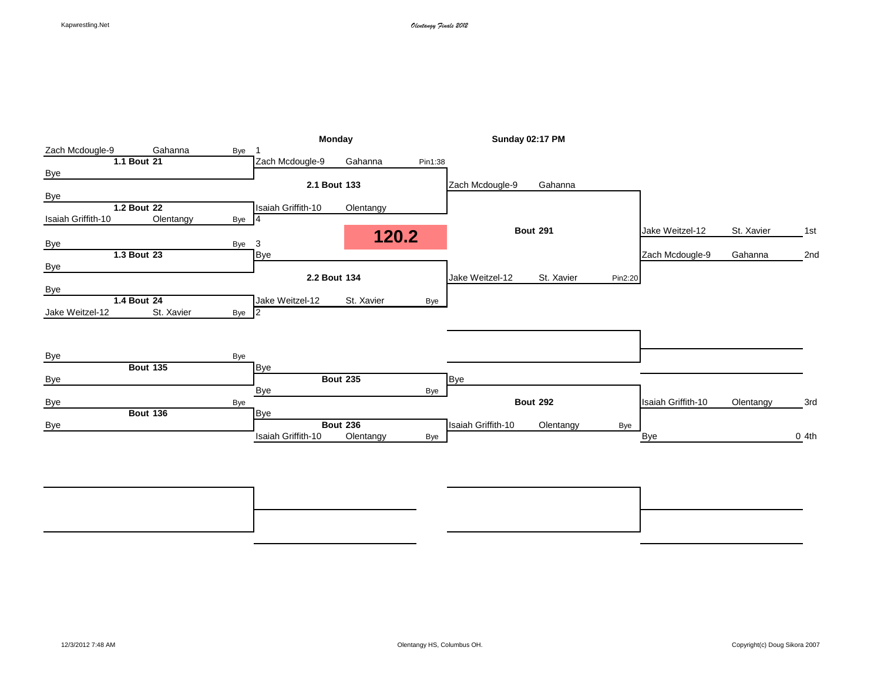Kapwrestling.Net

*Olentangy Finals 2012*

## 120.2

**Championship Bracket**

| Round 1 | Monday (Round 2) | Sunday 02:17 PM (Semifinal) | Final Placement |
|---|---|---|---|
| **1.1 Bout 21**: Zach Mcdougle-9 (Gahanna) vs Bye — Bye | **2.1 Bout 133**: [1] Zach Mcdougle-9 (Gahanna) — Pin1:38 | **Bout 291**: Zach Mcdougle-9 (Gahanna) | 1st: Jake Weitzel-12 (St. Xavier) |
| **1.2 Bout 22**: Bye vs Isaiah Griffith-10 (Olentangy) — Bye | [4] Isaiah Griffith-10 (Olentangy) | Jake Weitzel-12 (St. Xavier) — Pin2:20 | 2nd: Zach Mcdougle-9 (Gahanna) |
| **1.3 Bout 23**: Bye vs Bye — Bye | **2.2 Bout 134**: [3] Bye | | |
| **1.4 Bout 24**: Bye vs Jake Weitzel-12 (St. Xavier) — Bye | [2] Jake Weitzel-12 (St. Xavier) — Bye | | |

**Consolation Bracket**

| Round 1 | Round 2 | Consolation Final | Final Placement |
|---|---|---|---|
| **Bout 135**: Bye vs Bye — Bye | **Bout 235**: Bye vs Bye — Bye | **Bout 292**: Bye | 3rd: Isaiah Griffith-10 (Olentangy) |
| **Bout 136**: Bye vs Bye — Bye | **Bout 236**: Bye vs Isaiah Griffith-10 (Olentangy) — Bye | Isaiah Griffith-10 (Olentangy) — Bye | 4th: Bye — 0 |

12/3/2012 7:48 AM

Olentangy HS, Columbus OH.

Copyright(c) Doug Sikora 2007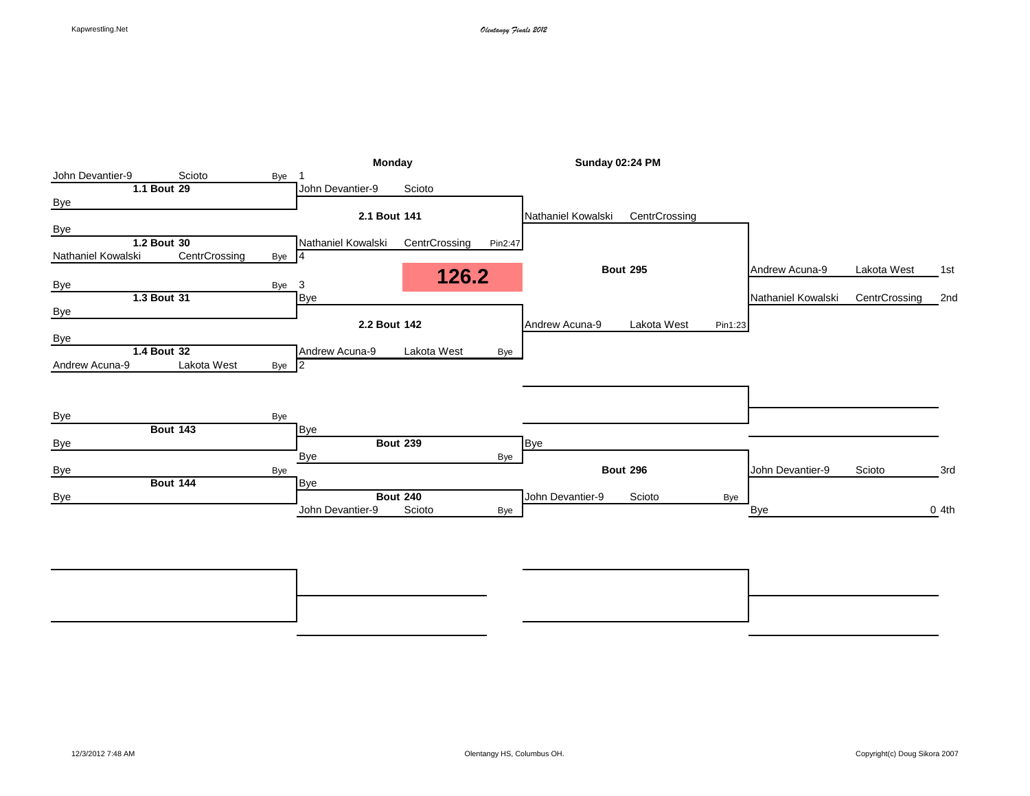## 126.2

**Monday** | **Sunday 02:24 PM**

### Championship Bracket

**1.1 Bout 29**
- John Devantier-9 — Scioto — Bye — 1
- Bye

**1.2 Bout 30**
- Bye
- Nathaniel Kowalski — CentrCrossing — Bye — 4

**1.3 Bout 31**
- Bye — Bye — 3
- Bye

**1.4 Bout 32**
- Bye
- Andrew Acuna-9 — Lakota West — Bye — 2

**2.1 Bout 141**
- John Devantier-9 — Scioto
- Nathaniel Kowalski — CentrCrossing — Pin2:47

**2.2 Bout 142**
- Bye
- Andrew Acuna-9 — Lakota West — Bye

**Bout 295**
- Nathaniel Kowalski — CentrCrossing
- Andrew Acuna-9 — Lakota West — Pin1:23

| Place | Name | Team |
| --- | --- | --- |
| 1st | Andrew Acuna-9 | Lakota West |
| 2nd | Nathaniel Kowalski | CentrCrossing |

### Consolation Bracket

**Bout 143**
- Bye — Bye
- Bye

**Bout 144**
- Bye — Bye
- Bye

**Bout 239**
- Bye
- Bye — Bye

**Bout 240**
- Bye
- John Devantier-9 — Scioto — Bye

**Bout 296**
- Bye
- John Devantier-9 — Scioto — Bye

| Place | Name | Team |
| --- | --- | --- |
| 3rd | John Devantier-9 | Scioto |
| 0 4th | Bye | |

12/3/2012 7:48 AM — Olentangy HS, Columbus OH. — Copyright(c) Doug Sikora 2007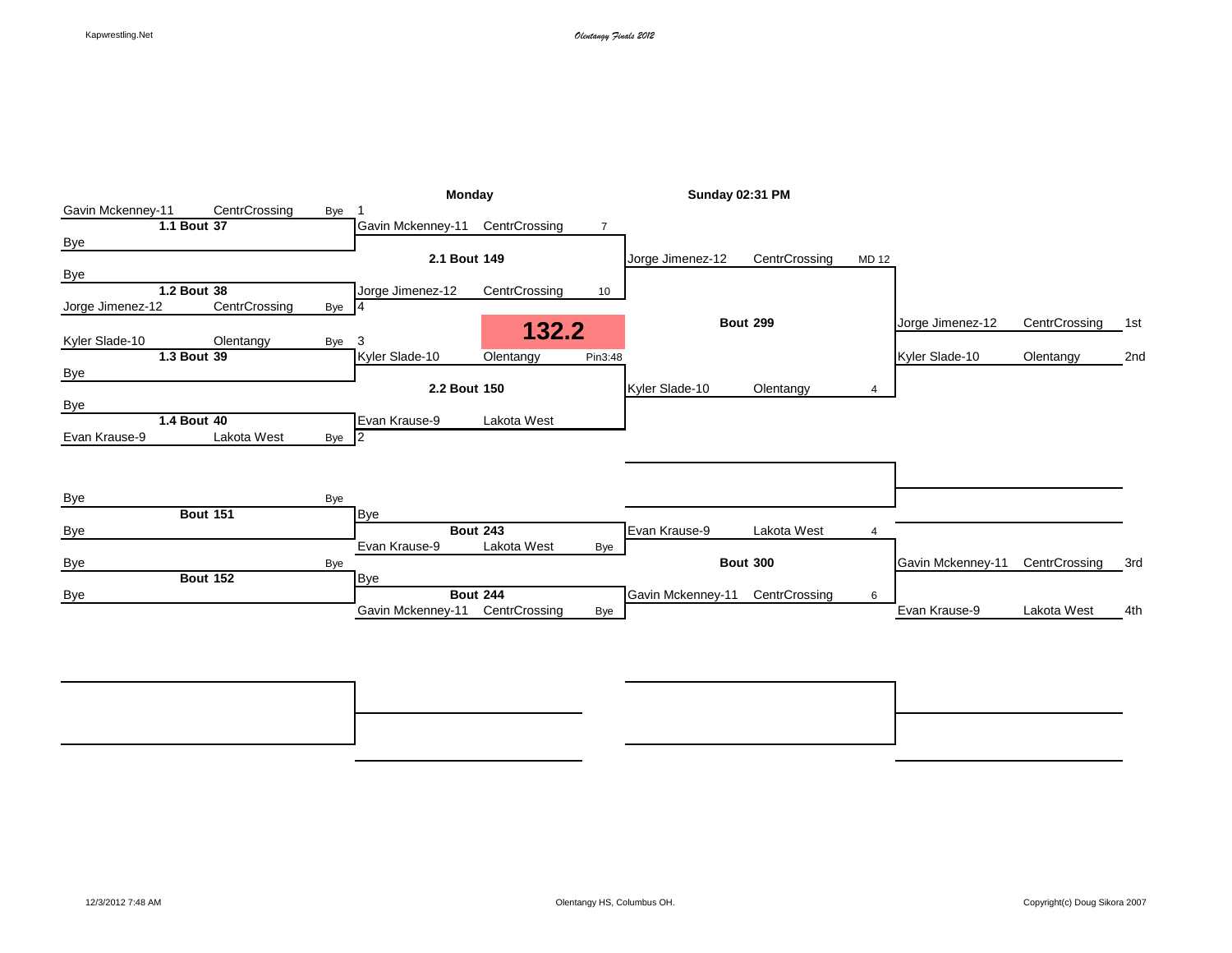Olentangy Finals 2012

# 132.2

## Championship Bracket

### Round 1

| Wrestler | Team | Result | Seed |
| --- | --- | --- | --- |
| Gavin Mckenney-11 | CentrCrossing | Bye | 1 |
| **1.1 Bout 37** | | | |
| Bye | | | |
| Bye | | | |
| **1.2 Bout 38** | | | |
| Jorge Jimenez-12 | CentrCrossing | Bye | 4 |
| Kyler Slade-10 | Olentangy | Bye | 3 |
| **1.3 Bout 39** | | | |
| Bye | | | |
| Bye | | | |
| **1.4 Bout 40** | | | |
| Evan Krause-9 | Lakota West | Bye | 2 |

### Monday (Semifinals)

| Wrestler | Team | Result |
| --- | --- | --- |
| Gavin Mckenney-11 | CentrCrossing | 7 |
| **2.1 Bout 149** | | |
| Jorge Jimenez-12 | CentrCrossing | 10 |
| Kyler Slade-10 | Olentangy | Pin3:48 |
| **2.2 Bout 150** | | |
| Evan Krause-9 | Lakota West | |

### Sunday 02:31 PM (Finals)

| Wrestler | Team | Result |
| --- | --- | --- |
| Jorge Jimenez-12 | CentrCrossing | MD 12 |
| **Bout 299** | | |
| Kyler Slade-10 | Olentangy | 4 |

| Wrestler | Team | Place |
| --- | --- | --- |
| Jorge Jimenez-12 | CentrCrossing | 1st |
| Kyler Slade-10 | Olentangy | 2nd |

## Consolation Bracket

| Wrestler | Team | Result |
| --- | --- | --- |
| Bye | | Bye |
| **Bout 151** | | |
| Bye | | |
| Bye | | Bye |
| **Bout 152** | | |
| Bye | | |

| Wrestler | Team | Result |
| --- | --- | --- |
| Bye | | |
| **Bout 243** | | |
| Evan Krause-9 | Lakota West | Bye |
| Bye | | |
| **Bout 244** | | |
| Gavin Mckenney-11 | CentrCrossing | Bye |

| Wrestler | Team | Result |
| --- | --- | --- |
| Evan Krause-9 | Lakota West | 4 |
| **Bout 300** | | |
| Gavin Mckenney-11 | CentrCrossing | 6 |

| Wrestler | Team | Place |
| --- | --- | --- |
| Gavin Mckenney-11 | CentrCrossing | 3rd |
| Evan Krause-9 | Lakota West | 4th |

12/3/2012 7:48 AM

Olentangy HS, Columbus OH.

Copyright(c) Doug Sikora 2007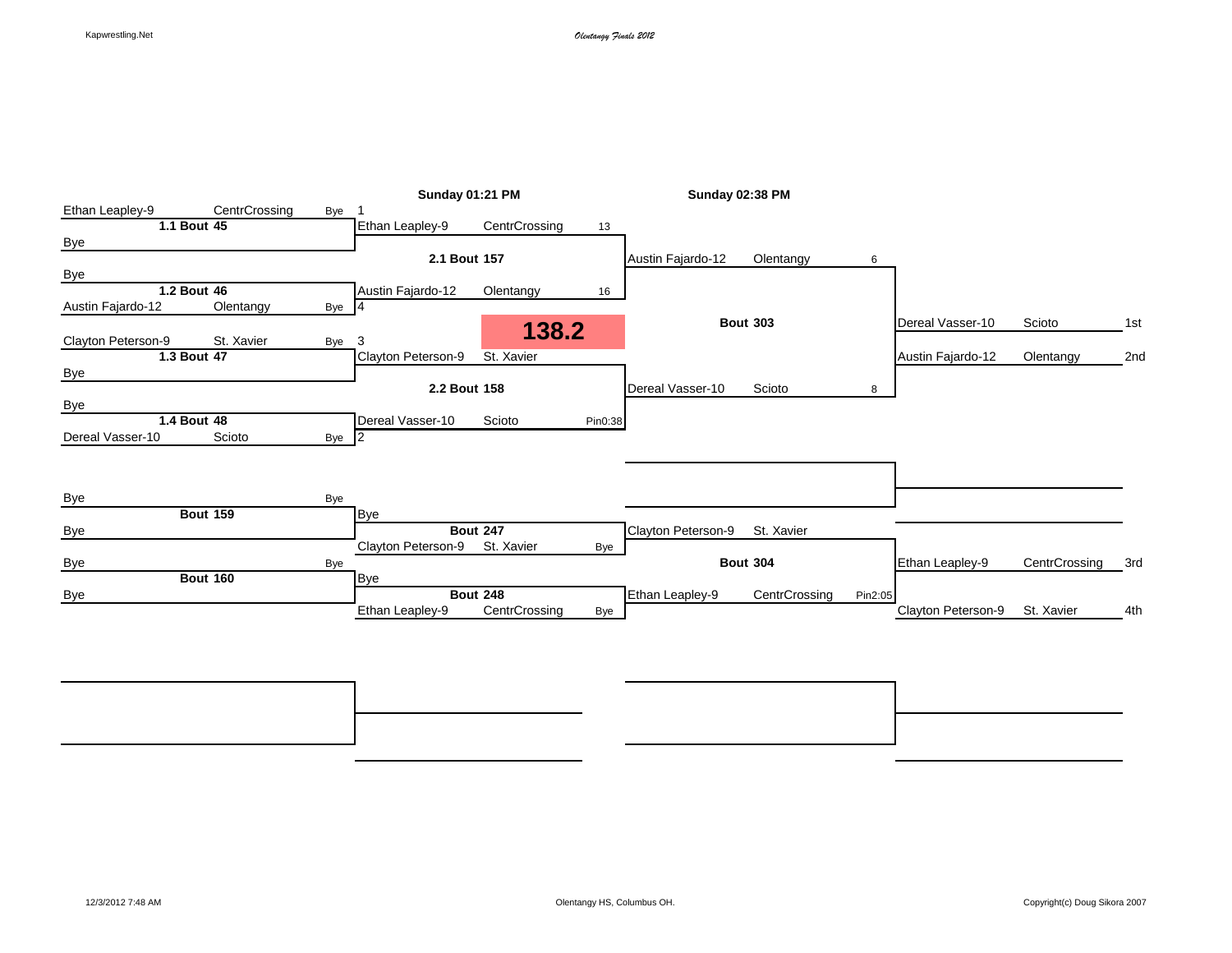*Olentangy Finals 2012*

## 138.2

### Championship Bracket

**First Round**

| Bout | Wrestler | Team | Result | Seed |
|---|---|---|---|---|
| 1.1 Bout 45 | Ethan Leapley-9 | CentrCrossing | Bye | 1 |
| | Bye | | | |
| 1.2 Bout 46 | Bye | | | |
| | Austin Fajardo-12 | Olentangy | Bye | 4 |
| 1.3 Bout 47 | Clayton Peterson-9 | St. Xavier | Bye | 3 |
| | Bye | | | |
| 1.4 Bout 48 | Bye | | | |
| | Dereal Vasser-10 | Scioto | Bye | 2 |

**Sunday 01:21 PM**

| Bout | Wrestler | Team | Result |
|---|---|---|---|
| 2.1 Bout 157 | Ethan Leapley-9 | CentrCrossing | 13 |
| | Austin Fajardo-12 | Olentangy | 16 |
| 2.2 Bout 158 | Clayton Peterson-9 | St. Xavier | |
| | Dereal Vasser-10 | Scioto | Pin0:38 |

**Sunday 02:38 PM**

| Bout | Wrestler | Team | Result |
|---|---|---|---|
| Bout 303 | Austin Fajardo-12 | Olentangy | 6 |
| | Dereal Vasser-10 | Scioto | 8 |

### Consolation Bracket

| Bout | Wrestler | Team | Result |
|---|---|---|---|
| Bout 159 | Bye | | Bye |
| | Bye | | |
| Bout 160 | Bye | | Bye |
| | Bye | | |
| Bout 247 | Bye | | |
| | Clayton Peterson-9 | St. Xavier | Bye |
| Bout 248 | Bye | | |
| | Ethan Leapley-9 | CentrCrossing | Bye |
| Bout 304 | Clayton Peterson-9 | St. Xavier | |
| | Ethan Leapley-9 | CentrCrossing | Pin2:05 |

### Placings

| Wrestler | Team | Place |
|---|---|---|
| Dereal Vasser-10 | Scioto | 1st |
| Austin Fajardo-12 | Olentangy | 2nd |
| Ethan Leapley-9 | CentrCrossing | 3rd |
| Clayton Peterson-9 | St. Xavier | 4th |

12/3/2012 7:48 AM

Olentangy HS, Columbus OH.

Copyright(c) Doug Sikora 2007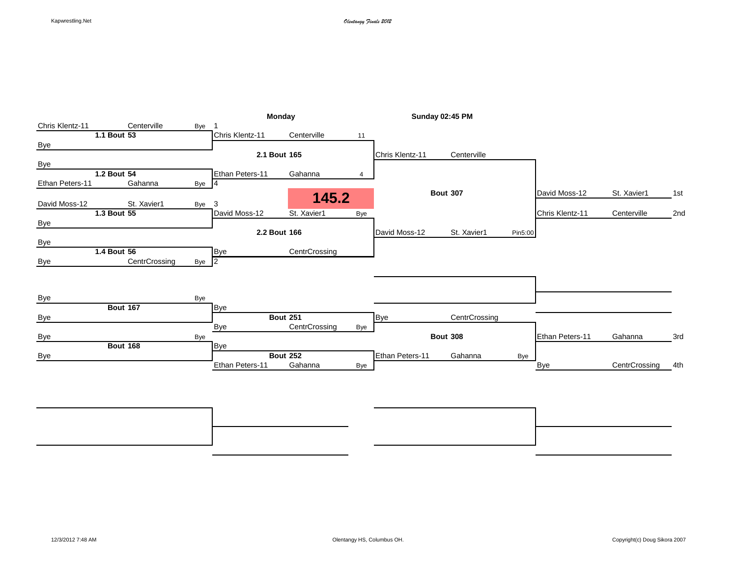Olentangy Finals 2012

## 145.2

### Championship Bracket

**Round 1**

| Bout | Wrestler | Team | Result |
|---|---|---|---|
| 1.1 Bout 53 | Chris Klentz-11 | Centerville | Bye |
| | Bye | | |
| 1.2 Bout 54 | Bye | | |
| | Ethan Peters-11 | Gahanna | Bye |
| 1.3 Bout 55 | David Moss-12 | St. Xavier1 | Bye |
| | Bye | | |
| 1.4 Bout 56 | Bye | | |
| | Bye | CentrCrossing | Bye |

**Monday — Semifinals**

| Bout | Seed | Wrestler | Team | Result |
|---|---|---|---|---|
| 2.1 Bout 165 | 1 | Chris Klentz-11 | Centerville | 11 |
| | 4 | Ethan Peters-11 | Gahanna | 4 |
| 2.2 Bout 166 | 3 | David Moss-12 | St. Xavier1 | Bye |
| | 2 | Bye | CentrCrossing | |

**Sunday 02:45 PM — Finals**

| Bout | Wrestler | Team | Result |
|---|---|---|---|
| Bout 307 | Chris Klentz-11 | Centerville | |
| | David Moss-12 | St. Xavier1 | Pin5:00 |

### Consolation Bracket

| Bout | Wrestler | Team | Result |
|---|---|---|---|
| Bout 167 | Bye | | Bye |
| | Bye | | |
| Bout 168 | Bye | | Bye |
| | Bye | | |

| Bout | Wrestler | Team | Result |
|---|---|---|---|
| Bout 251 | Bye | | |
| | Bye | CentrCrossing | Bye |
| Bout 252 | Bye | | |
| | Ethan Peters-11 | Gahanna | Bye |

| Bout | Wrestler | Team | Result |
|---|---|---|---|
| Bout 308 | Bye | CentrCrossing | |
| | Ethan Peters-11 | Gahanna | Bye |

### Final Placings

| Wrestler | Team | Place |
|---|---|---|
| David Moss-12 | St. Xavier1 | 1st |
| Chris Klentz-11 | Centerville | 2nd |
| Ethan Peters-11 | Gahanna | 3rd |
| Bye | CentrCrossing | 4th |

12/3/2012 7:48 AM

Olentangy HS, Columbus OH.

Copyright(c) Doug Sikora 2007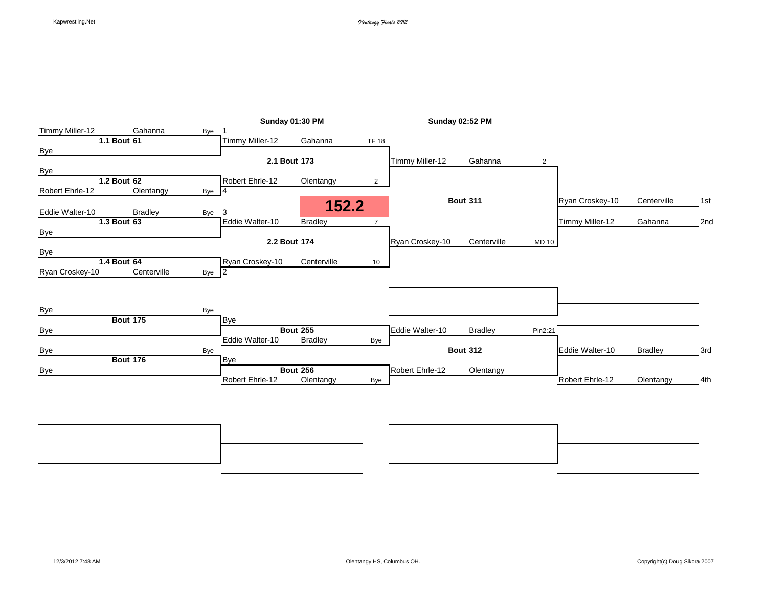*Olentangy Finals 2012*

**152.2**

### Championship Bracket

| Round 1 | | Sunday 01:30 PM | | Sunday 02:52 PM | | Placement | |
|---|---|---|---|---|---|---|---|
| Timmy Miller-12, Gahanna (Bye) | **1.1 Bout 61** | Timmy Miller-12, Gahanna (1) — TF 18 | **2.1 Bout 173** | Timmy Miller-12, Gahanna — 2 | **Bout 311** | Ryan Croskey-10, Centerville | 1st |
| Bye | | | | | | | |
| Bye | **1.2 Bout 62** | Robert Ehrle-12, Olentangy (4) — 2 | | | | Timmy Miller-12, Gahanna | 2nd |
| Robert Ehrle-12, Olentangy (Bye) | | | | | | | |
| Eddie Walter-10, Bradley (Bye) | **1.3 Bout 63** | Eddie Walter-10, Bradley (3) — 7 | **2.2 Bout 174** | Ryan Croskey-10, Centerville — MD 10 | | | |
| Bye | | | | | | | |
| Bye | **1.4 Bout 64** | Ryan Croskey-10, Centerville (2) — 10 | | | | | |
| Ryan Croskey-10, Centerville (Bye) | | | | | | | |

### Consolation Bracket

| Round 1 | | Round 2 | | Round 3 | | Placement | |
|---|---|---|---|---|---|---|---|
| Bye (Bye) | **Bout 175** | Bye | **Bout 255** | Eddie Walter-10, Bradley — Pin2:21 | **Bout 312** | Eddie Walter-10, Bradley | 3rd |
| Bye | | Eddie Walter-10, Bradley — Bye | | | | | |
| Bye (Bye) | **Bout 176** | Bye | **Bout 256** | Robert Ehrle-12, Olentangy | | Robert Ehrle-12, Olentangy | 4th |
| Bye | | Robert Ehrle-12, Olentangy — Bye | | | | | |

12/3/2012 7:48 AM — Olentangy HS, Columbus OH. — Copyright(c) Doug Sikora 2007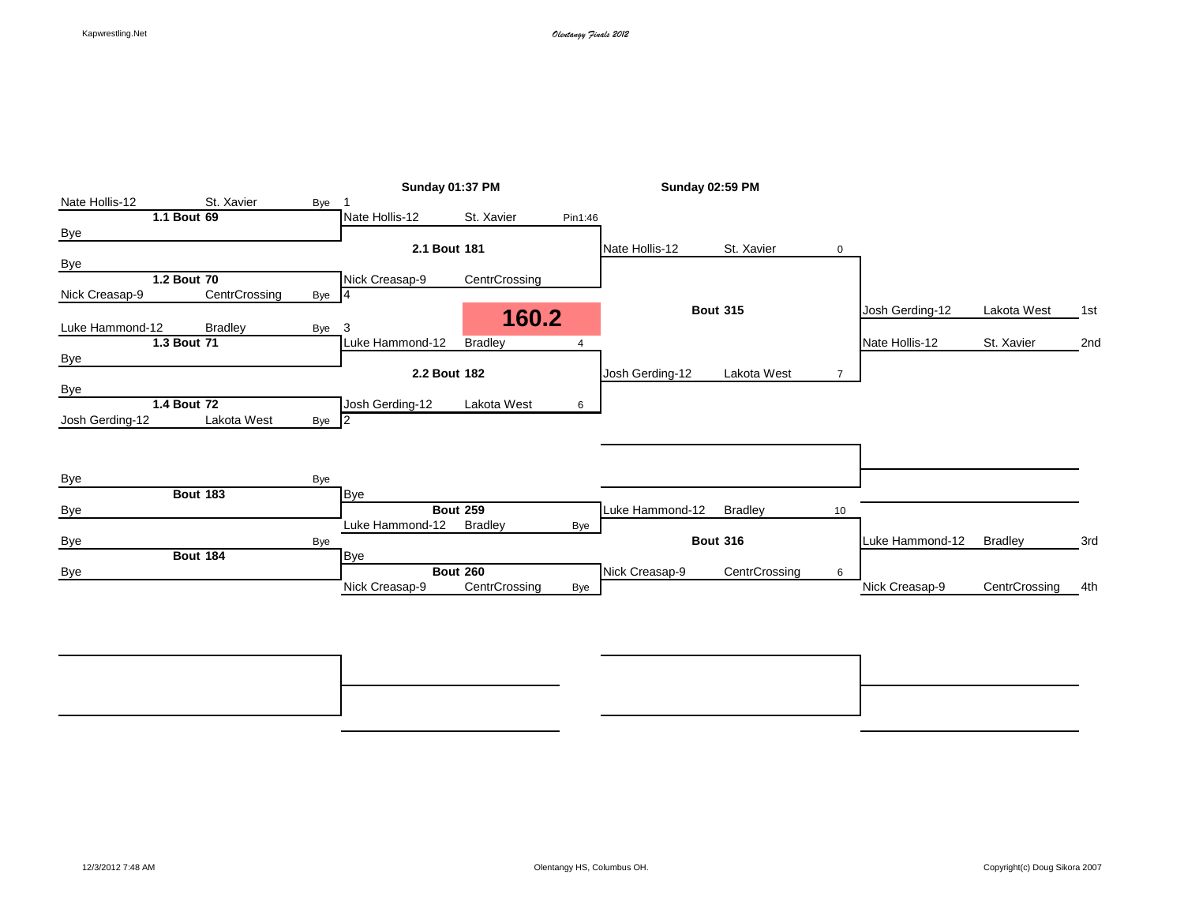# 160.2

## Championship Bracket

**Sunday 01:37 PM** | **Sunday 02:59 PM**

### First Round

| Bout | Wrestler | School | Result | Seed |
|---|---|---|---|---|
| 1.1 Bout 69 | Nate Hollis-12 | St. Xavier | Bye | 1 |
| | Bye | | | |
| 1.2 Bout 70 | Bye | | | |
| | Nick Creasap-9 | CentrCrossing | Bye | 4 |
| 1.3 Bout 71 | Luke Hammond-12 | Bradley | Bye | 3 |
| | Bye | | | |
| 1.4 Bout 72 | Bye | | | |
| | Josh Gerding-12 | Lakota West | Bye | 2 |

### Semifinals (Sunday 01:37 PM)

| Bout | Wrestler | School | Result |
|---|---|---|---|
| 2.1 Bout 181 | Nate Hollis-12 | St. Xavier | Pin1:46 |
| | Nick Creasap-9 | CentrCrossing | |
| 2.2 Bout 182 | Luke Hammond-12 | Bradley | 4 |
| | Josh Gerding-12 | Lakota West | 6 |

### Finals (Sunday 02:59 PM)

| Bout | Wrestler | School | Score |
|---|---|---|---|
| Bout 315 | Nate Hollis-12 | St. Xavier | 0 |
| | Josh Gerding-12 | Lakota West | 7 |

| Place | Wrestler | School |
|---|---|---|
| 1st | Josh Gerding-12 | Lakota West |
| 2nd | Nate Hollis-12 | St. Xavier |

## Consolation Bracket

| Bout | Wrestler | School | Result |
|---|---|---|---|
| Bout 183 | Bye | | Bye |
| | Bye | | |
| Bout 184 | Bye | | Bye |
| | Bye | | |
| Bout 259 | Bye | | |
| | Luke Hammond-12 | Bradley | Bye |
| Bout 260 | Bye | | |
| | Nick Creasap-9 | CentrCrossing | Bye |
| Bout 316 | Luke Hammond-12 | Bradley | 10 |
| | Nick Creasap-9 | CentrCrossing | 6 |

| Place | Wrestler | School |
|---|---|---|
| 3rd | Luke Hammond-12 | Bradley |
| 4th | Nick Creasap-9 | CentrCrossing |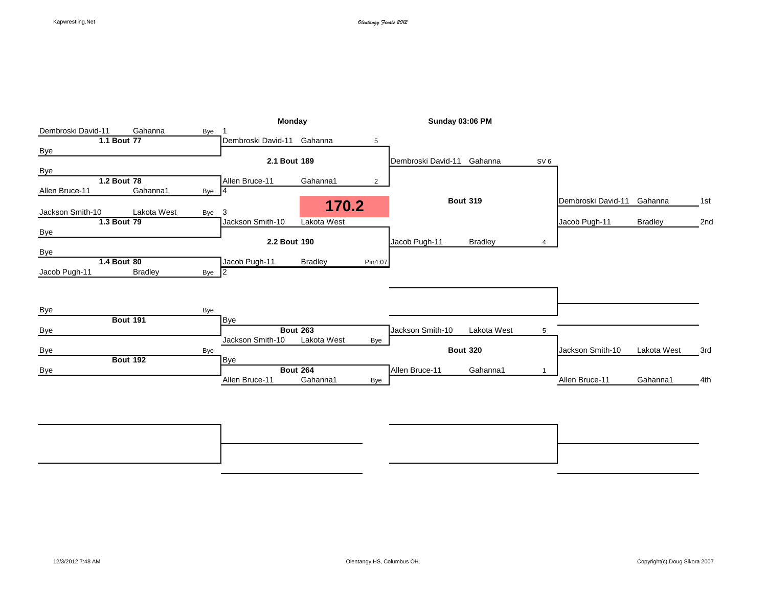*Olentangy Finals 2012*

# 170.2

## Championship Bracket

**Round 1 (Monday)**

| Bout | Wrestler | Team | Result |
|---|---|---|---|
| 1.1 Bout 77 | Dembroski David-11 | Gahanna | Bye |
| | Bye | | |
| 1.2 Bout 78 | Bye | | |
| | Allen Bruce-11 | Gahanna1 | Bye |
| 1.3 Bout 79 | Jackson Smith-10 | Lakota West | Bye |
| | Bye | | |
| 1.4 Bout 80 | Bye | | |
| | Jacob Pugh-11 | Bradley | Bye |

**Semifinals (Monday)**

| Bout | Seed | Wrestler | Team | Result |
|---|---|---|---|---|
| 2.1 Bout 189 | 1 | Dembroski David-11 | Gahanna | 5 |
| | 4 | Allen Bruce-11 | Gahanna1 | 2 |
| 2.2 Bout 190 | 3 | Jackson Smith-10 | Lakota West | |
| | 2 | Jacob Pugh-11 | Bradley | Pin4:07 |

**Final (Sunday 03:06 PM)**

| Bout | Wrestler | Team | Result |
|---|---|---|---|
| Bout 319 | Dembroski David-11 | Gahanna | SV 6 |
| | Jacob Pugh-11 | Bradley | 4 |

## Consolation Bracket

| Bout | Wrestler | Team | Result |
|---|---|---|---|
| Bout 191 | Bye | | Bye |
| | Bye | | |
| Bout 192 | Bye | | Bye |
| | Bye | | |
| Bout 263 | Bye | | |
| | Jackson Smith-10 | Lakota West | Bye |
| Bout 264 | Bye | | |
| | Allen Bruce-11 | Gahanna1 | Bye |
| Bout 320 | Jackson Smith-10 | Lakota West | 5 |
| | Allen Bruce-11 | Gahanna1 | 1 |

## Final Placings

| Place | Wrestler | Team |
|---|---|---|
| 1st | Dembroski David-11 | Gahanna |
| 2nd | Jacob Pugh-11 | Bradley |
| 3rd | Jackson Smith-10 | Lakota West |
| 4th | Allen Bruce-11 | Gahanna1 |

12/3/2012 7:48 AM

Olentangy HS, Columbus OH.

Copyright(c) Doug Sikora 2007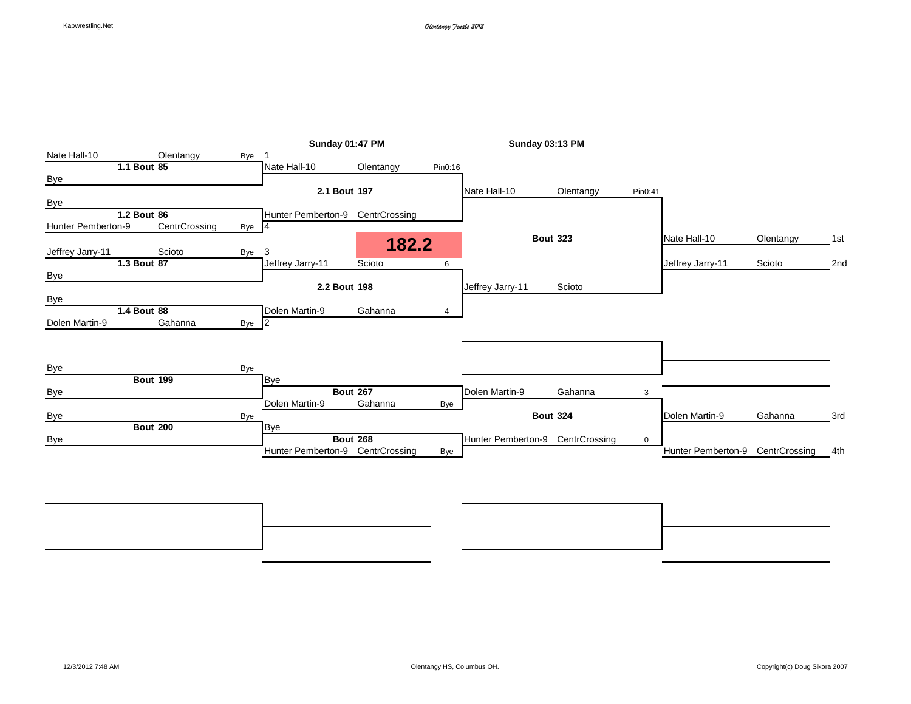# Olentangy Finals 2012

## 182.2

### Championship Bracket

| Round 1 | | | Round 2 (Sunday 01:47 PM) | | | Final (Sunday 03:13 PM) | | | Place | | |
|---|---|---|---|---|---|---|---|---|---|---|---|
| Nate Hall-10 | Olentangy | Bye | Nate Hall-10 | Olentangy | Pin0:16 | Nate Hall-10 | Olentangy | Pin0:41 | Nate Hall-10 | Olentangy | 1st |
| Bye | | | 1.1 Bout 85 | | | | | | | | |
| Bye | | | Hunter Pemberton-9 | CentrCrossing | | | | | | | |
| Hunter Pemberton-9 | CentrCrossing | Bye | 1.2 Bout 86 | | | | | | | | |
| | | | 2.1 Bout 197 | | | Bout 323 | | | | | |
| Jeffrey Jarry-11 | Scioto | Bye | Jeffrey Jarry-11 | Scioto | 6 | Jeffrey Jarry-11 | Scioto | | Jeffrey Jarry-11 | Scioto | 2nd |
| Bye | | | 1.3 Bout 87 | | | | | | | | |
| Bye | | | Dolen Martin-9 | Gahanna | 4 | | | | | | |
| Dolen Martin-9 | Gahanna | Bye | 1.4 Bout 88 | | | | | | | | |
| | | | 2.2 Bout 198 | | | | | | | | |

Seeds: Nate Hall-10 (1), Hunter Pemberton-9 (4), Jeffrey Jarry-11 (3), Dolen Martin-9 (2)

### Consolation Bracket

| Round 1 | | | Round 2 | | | Final | | | Place | | |
|---|---|---|---|---|---|---|---|---|---|---|---|
| Bye | | Bye | Bye | | | | | | | | |
| Bye | | | Bout 199 | | | | | | | | |
| | | | Dolen Martin-9 | Gahanna | Bye | Dolen Martin-9 | Gahanna | 3 | Dolen Martin-9 | Gahanna | 3rd |
| | | | Bout 267 | | | | | | | | |
| Bye | | Bye | Bye | | | | | | | | |
| Bye | | | Bout 200 | | | Bout 324 | | | | | |
| | | | Hunter Pemberton-9 | CentrCrossing | Bye | Hunter Pemberton-9 | CentrCrossing | 0 | Hunter Pemberton-9 | CentrCrossing | 4th |
| | | | Bout 268 | | | | | | | | |

Olentangy HS, Columbus OH.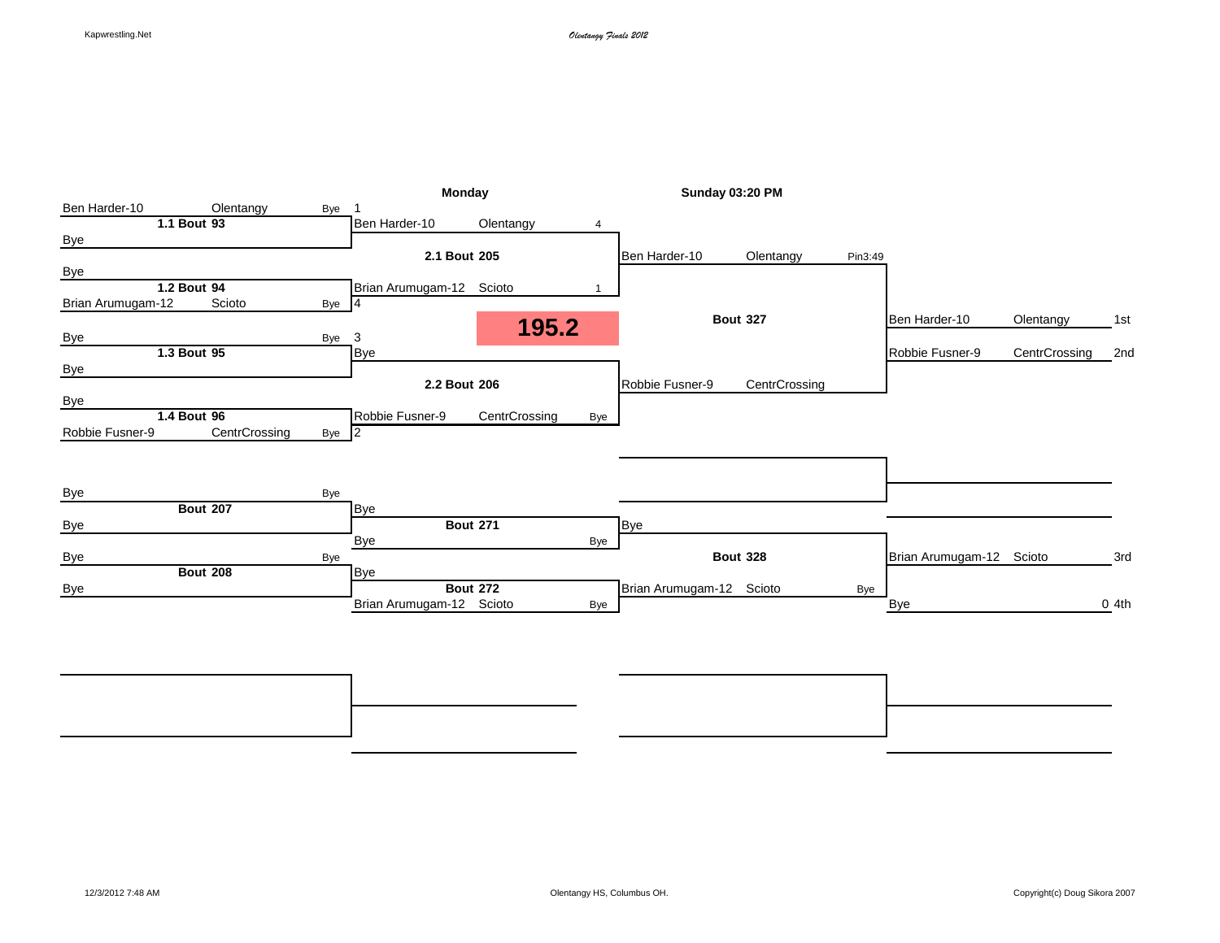# 195.2

**Monday** | **Sunday 03:20 PM**

## Championship Bracket

### Round 1

| Bout | Wrestler | Team | Result | Seed |
|---|---|---|---|---|
| 1.1 Bout 93 | Ben Harder-10 | Olentangy | Bye | 1 |
| | Bye | | | |
| 1.2 Bout 94 | Bye | | | |
| | Brian Arumugam-12 | Scioto | Bye | 4 |
| 1.3 Bout 95 | Bye | | Bye | 3 |
| | Bye | | | |
| 1.4 Bout 96 | Bye | | | |
| | Robbie Fusner-9 | CentrCrossing | Bye | 2 |

### Round 2

| Bout | Wrestler | Team | Result |
|---|---|---|---|
| 2.1 Bout 205 | Ben Harder-10 | Olentangy | 4 |
| | Brian Arumugam-12 | Scioto | 1 |
| 2.2 Bout 206 | Bye | | |
| | Robbie Fusner-9 | CentrCrossing | Bye |

### Final — Bout 327

| Wrestler | Team | Result |
|---|---|---|
| Ben Harder-10 | Olentangy | Pin3:49 |
| Robbie Fusner-9 | CentrCrossing | |

### Placings

| Wrestler | Team | Place |
|---|---|---|
| Ben Harder-10 | Olentangy | 1st |
| Robbie Fusner-9 | CentrCrossing | 2nd |

## Consolation Bracket

| Bout | Wrestler | Team | Result |
|---|---|---|---|
| Bout 207 | Bye | | Bye |
| | Bye | | |
| Bout 208 | Bye | | Bye |
| | Bye | | |
| Bout 271 | Bye | | |
| | Bye | | Bye |
| Bout 272 | Bye | | |
| | Brian Arumugam-12 | Scioto | Bye |

### Bout 328

| Wrestler | Team | Result |
|---|---|---|
| Bye | | |
| Brian Arumugam-12 | Scioto | Bye |

### Placings

| Wrestler | Team | Place |
|---|---|---|
| Brian Arumugam-12 | Scioto | 3rd |
| Bye | | 0 4th |

12/3/2012 7:48 AM

Olentangy HS, Columbus OH.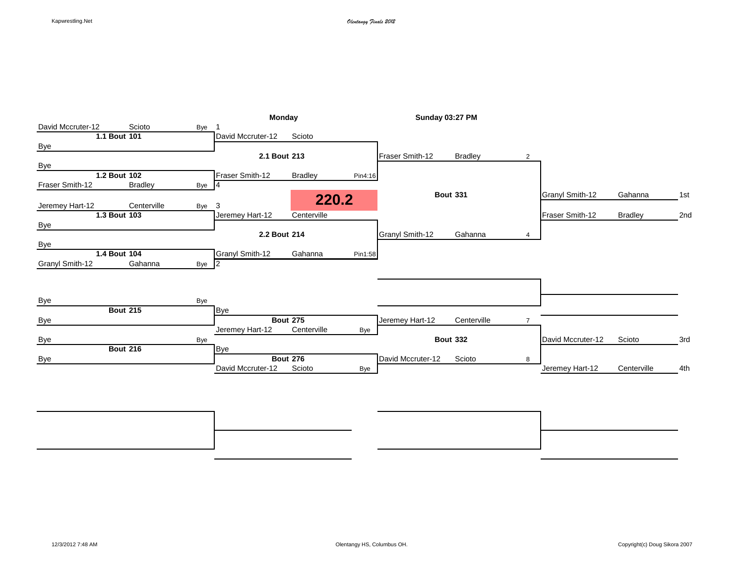## 220.2

### Championship Bracket

**Round 1**

| Bout | Wrestler | Team | Result |
|---|---|---|---|
| 1.1 Bout 101 | David Mccruter-12 (1) | Scioto | Bye |
| | Bye | | |
| 1.2 Bout 102 | Bye | | |
| | Fraser Smith-12 (4) | Bradley | Bye |
| 1.3 Bout 103 | Jeremey Hart-12 (3) | Centerville | Bye |
| | Bye | | |
| 1.4 Bout 104 | Bye | | |
| | Granyl Smith-12 (2) | Gahanna | Bye |

**Semifinals (Monday)**

| Bout | Wrestler | Team | Result |
|---|---|---|---|
| 2.1 Bout 213 | David Mccruter-12 | Scioto | |
| | Fraser Smith-12 | Bradley | Pin4:16 |
| 2.2 Bout 214 | Jeremey Hart-12 | Centerville | |
| | Granyl Smith-12 | Gahanna | Pin1:58 |

**Final (Sunday 03:27 PM) – Bout 331**

| Wrestler | Team | Seed |
|---|---|---|
| Fraser Smith-12 | Bradley | 2 |
| Granyl Smith-12 | Gahanna | 4 |

### Consolation Bracket

| Bout | Wrestler | Team | Result |
|---|---|---|---|
| Bout 215 | Bye | | Bye |
| | Bye | | |
| Bout 216 | Bye | | Bye |
| | Bye | | |
| Bout 275 | Bye | | |
| | Jeremey Hart-12 | Centerville | Bye |
| Bout 276 | Bye | | |
| | David Mccruter-12 | Scioto | Bye |

**Bout 332**

| Wrestler | Team | Seed |
|---|---|---|
| Jeremey Hart-12 | Centerville | 7 |
| David Mccruter-12 | Scioto | 8 |

### Placings

| Place | Wrestler | Team |
|---|---|---|
| 1st | Granyl Smith-12 | Gahanna |
| 2nd | Fraser Smith-12 | Bradley |
| 3rd | David Mccruter-12 | Scioto |
| 4th | Jeremey Hart-12 | Centerville |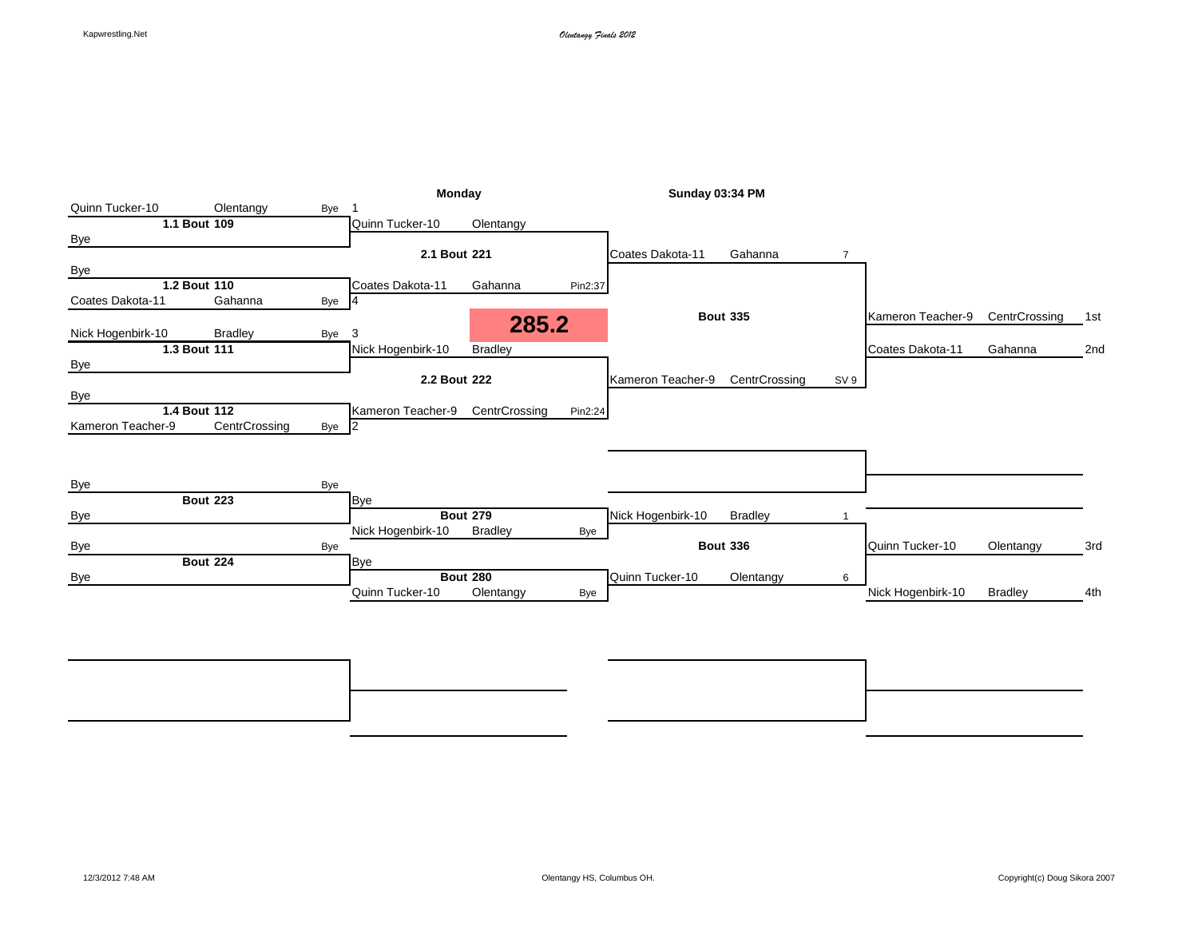Olentangy Finals 2012

**285.2**

**Monday** | **Sunday 03:34 PM**

**Championship Bracket**

- **1.1 Bout 109**: Quinn Tucker-10 (Olentangy) vs Bye — Bye, seed 1
- **1.2 Bout 110**: Bye vs Coates Dakota-11 (Gahanna) — Bye, seed 4
- **1.3 Bout 111**: Nick Hogenbirk-10 (Bradley) vs Bye — Bye, seed 3
- **1.4 Bout 112**: Bye vs Kameron Teacher-9 (CentrCrossing) — Bye, seed 2

- **2.1 Bout 221**: Quinn Tucker-10 (Olentangy) vs Coates Dakota-11 (Gahanna) — Pin2:37
- **2.2 Bout 222**: Nick Hogenbirk-10 (Bradley) vs Kameron Teacher-9 (CentrCrossing) — Pin2:24

- **Bout 335**: Coates Dakota-11 (Gahanna) 7 vs Kameron Teacher-9 (CentrCrossing) SV 9

**Consolation Bracket**

- **Bout 223**: Bye vs Bye — Bye
- **Bout 224**: Bye vs Bye — Bye
- **Bout 279**: Bye vs Nick Hogenbirk-10 (Bradley) — Bye
- **Bout 280**: Bye vs Quinn Tucker-10 (Olentangy) — Bye
- **Bout 336**: Nick Hogenbirk-10 (Bradley) 1 vs Quinn Tucker-10 (Olentangy) 6

**Placings**

| | | |
|---|---|---|
| Kameron Teacher-9 | CentrCrossing | 1st |
| Coates Dakota-11 | Gahanna | 2nd |
| Quinn Tucker-10 | Olentangy | 3rd |
| Nick Hogenbirk-10 | Bradley | 4th |

12/3/2012 7:48 AM

Olentangy HS, Columbus OH.

Copyright(c) Doug Sikora 2007